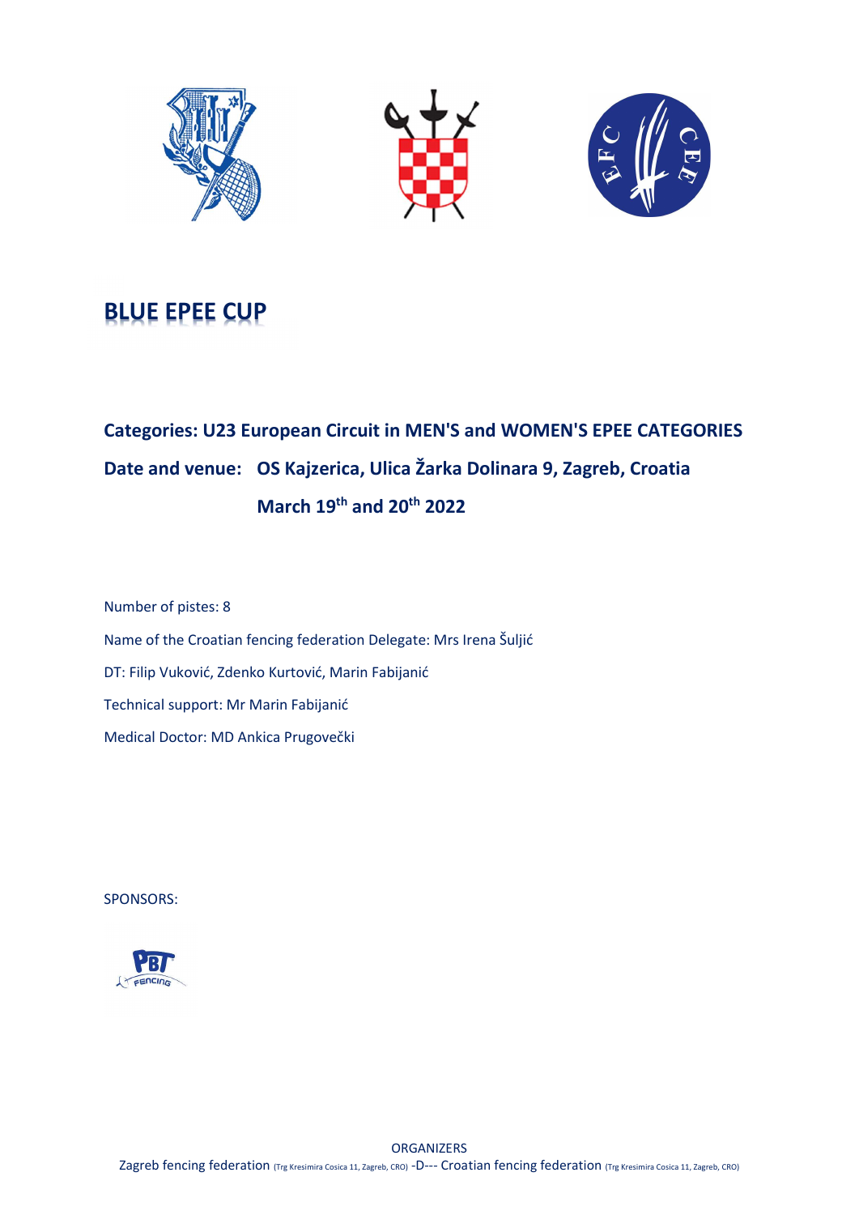# BLUE EPEE CUP

**Categories: U23 European Circuit in MEN'S and WOMEN'S EPEE CATEGORIES**

**Date and venue: OS Kajzerica, Ulica Žarka Dolinara 9, Zagreb, Croatia**

**March 19th and 20th 2022**

Number of pistes: 8

Name of the Croatian fencing federation Delegate: Mrs Irena Šuljić

DT: Filip Vuković, Zdenko Kurtović, Marin Fabijanić

Technical support: Mr Marin Fabijanić

Medical Doctor: MD Ankica Prugovečki

SPONSORS:

ORGANIZERS

Zagreb fencing federation (Trg Kresimira Cosica 11, Zagreb, CRO) -D--- Croatian fencing federation (Trg Kresimira Cosica 11, Zagreb, CRO)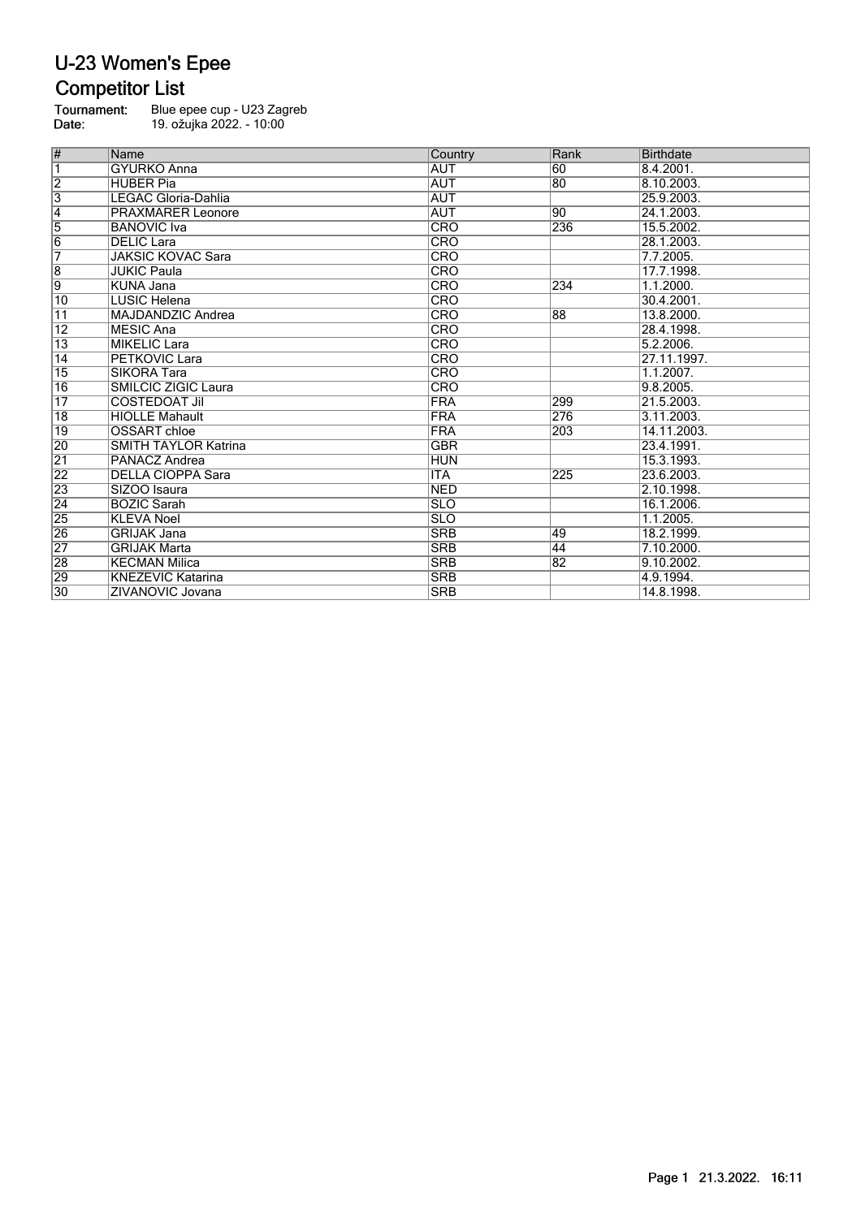# U-23 Women's Epee

## Competitor List

**Tournament:** Blue epee cup - U23 Zagreb
**Date:** 19. ožujka 2022. - 10:00

| # | Name | Country | Rank | Birthdate |
|---|---|---|---|---|
| 1 | GYURKO Anna | AUT | 60 | 8.4.2001. |
| 2 | HUBER Pia | AUT | 80 | 8.10.2003. |
| 3 | LEGAC Gloria-Dahlia | AUT | | 25.9.2003. |
| 4 | PRAXMARER Leonore | AUT | 90 | 24.1.2003. |
| 5 | BANOVIC Iva | CRO | 236 | 15.5.2002. |
| 6 | DELIC Lara | CRO | | 28.1.2003. |
| 7 | JAKSIC KOVAC Sara | CRO | | 7.7.2005. |
| 8 | JUKIC Paula | CRO | | 17.7.1998. |
| 9 | KUNA Jana | CRO | 234 | 1.1.2000. |
| 10 | LUSIC Helena | CRO | | 30.4.2001. |
| 11 | MAJDANDZIC Andrea | CRO | 88 | 13.8.2000. |
| 12 | MESIC Ana | CRO | | 28.4.1998. |
| 13 | MIKELIC Lara | CRO | | 5.2.2006. |
| 14 | PETKOVIC Lara | CRO | | 27.11.1997. |
| 15 | SIKORA Tara | CRO | | 1.1.2007. |
| 16 | SMILCIC ZIGIC Laura | CRO | | 9.8.2005. |
| 17 | COSTEDOAT Jil | FRA | 299 | 21.5.2003. |
| 18 | HIOLLE Mahault | FRA | 276 | 3.11.2003. |
| 19 | OSSART chloe | FRA | 203 | 14.11.2003. |
| 20 | SMITH TAYLOR Katrina | GBR | | 23.4.1991. |
| 21 | PANACZ Andrea | HUN | | 15.3.1993. |
| 22 | DELLA CIOPPA Sara | ITA | 225 | 23.6.2003. |
| 23 | SIZOO Isaura | NED | | 2.10.1998. |
| 24 | BOZIC Sarah | SLO | | 16.1.2006. |
| 25 | KLEVA Noel | SLO | | 1.1.2005. |
| 26 | GRIJAK Jana | SRB | 49 | 18.2.1999. |
| 27 | GRIJAK Marta | SRB | 44 | 7.10.2000. |
| 28 | KECMAN Milica | SRB | 82 | 9.10.2002. |
| 29 | KNEZEVIC Katarina | SRB | | 4.9.1994. |
| 30 | ZIVANOVIC Jovana | SRB | | 14.8.1998. |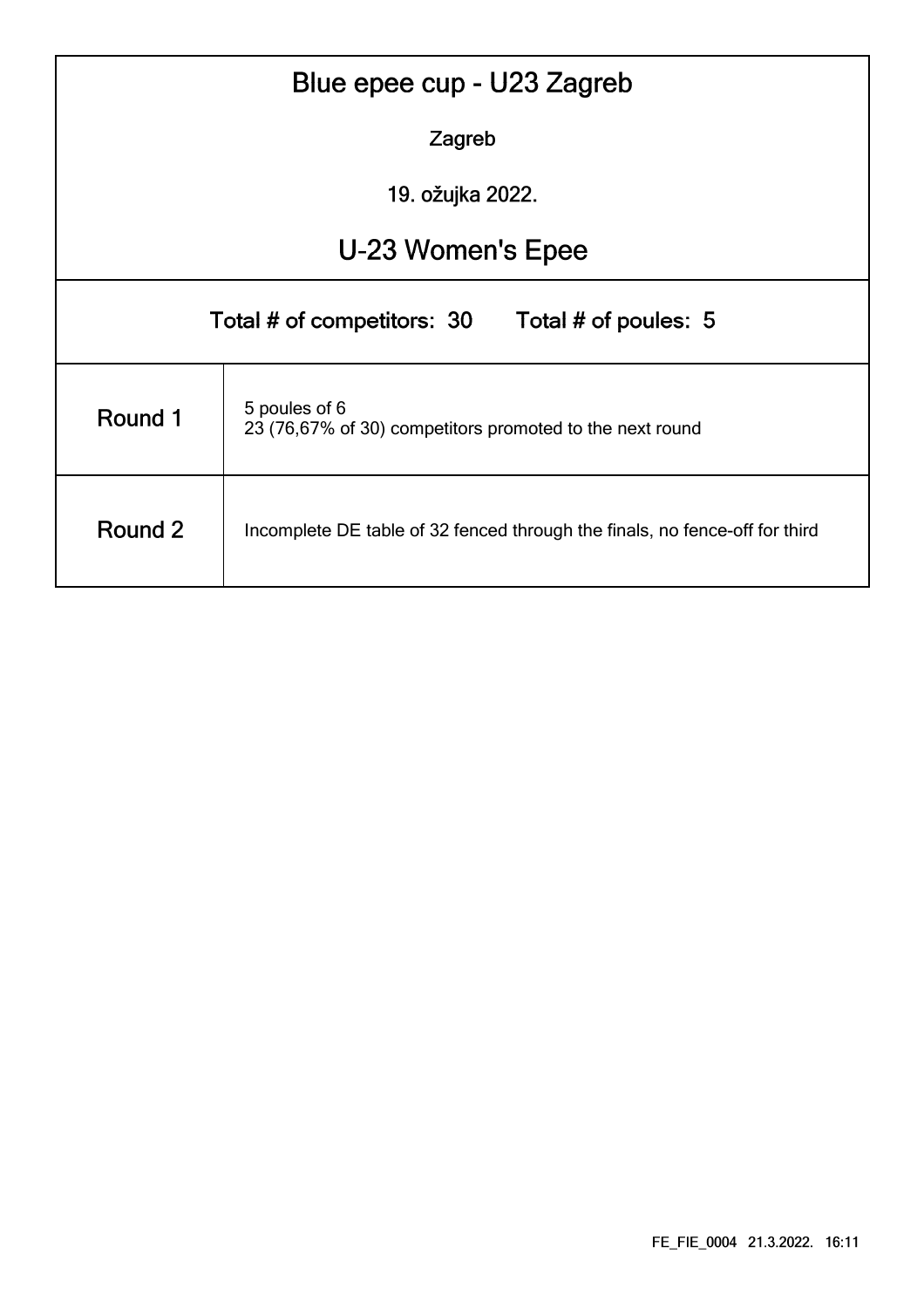# Blue epee cup - U23 Zagreb

Zagreb

19. ožujka 2022.

## U-23 Women's Epee

Total # of competitors: 30 Total # of poules: 5

| | |
|---|---|
| Round 1 | 5 poules of 6<br>23 (76,67% of 30) competitors promoted to the next round |
| Round 2 | Incomplete DE table of 32 fenced through the finals, no fence-off for third |

FE_FIE_0004 21.3.2022. 16:11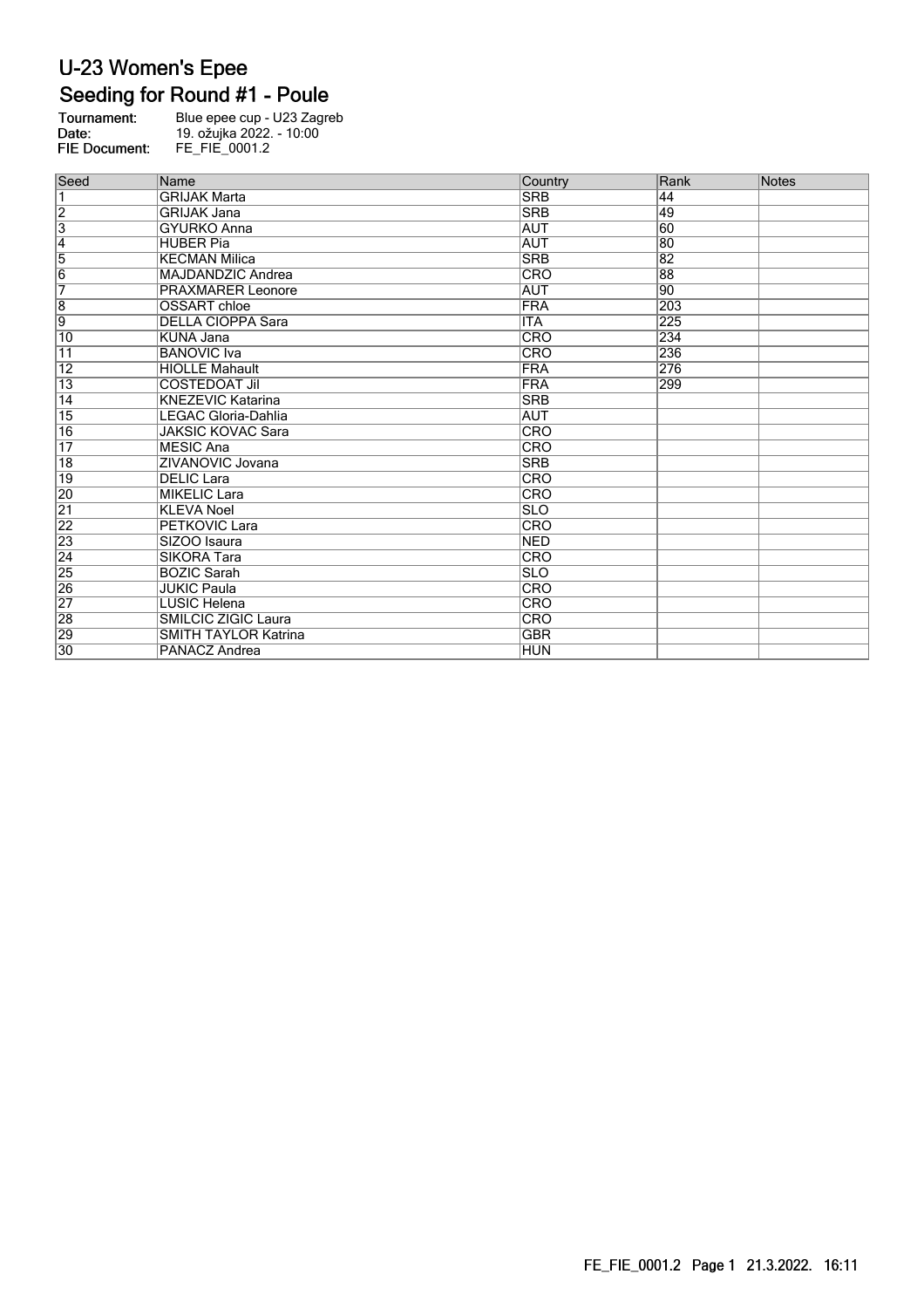# U-23 Women's Epee

## Seeding for Round #1 - Poule

**Tournament:** Blue epee cup - U23 Zagreb
**Date:** 19. ožujka 2022. - 10:00
**FIE Document:** FE_FIE_0001.2

| Seed | Name | Country | Rank | Notes |
|---|---|---|---|---|
| 1 | GRIJAK Marta | SRB | 44 | |
| 2 | GRIJAK Jana | SRB | 49 | |
| 3 | GYURKO Anna | AUT | 60 | |
| 4 | HUBER Pia | AUT | 80 | |
| 5 | KECMAN Milica | SRB | 82 | |
| 6 | MAJDANDZIC Andrea | CRO | 88 | |
| 7 | PRAXMARER Leonore | AUT | 90 | |
| 8 | OSSART chloe | FRA | 203 | |
| 9 | DELLA CIOPPA Sara | ITA | 225 | |
| 10 | KUNA Jana | CRO | 234 | |
| 11 | BANOVIC Iva | CRO | 236 | |
| 12 | HIOLLE Mahault | FRA | 276 | |
| 13 | COSTEDOAT Jil | FRA | 299 | |
| 14 | KNEZEVIC Katarina | SRB | | |
| 15 | LEGAC Gloria-Dahlia | AUT | | |
| 16 | JAKSIC KOVAC Sara | CRO | | |
| 17 | MESIC Ana | CRO | | |
| 18 | ZIVANOVIC Jovana | SRB | | |
| 19 | DELIC Lara | CRO | | |
| 20 | MIKELIC Lara | CRO | | |
| 21 | KLEVA Noel | SLO | | |
| 22 | PETKOVIC Lara | CRO | | |
| 23 | SIZOO Isaura | NED | | |
| 24 | SIKORA Tara | CRO | | |
| 25 | BOZIC Sarah | SLO | | |
| 26 | JUKIC Paula | CRO | | |
| 27 | LUSIC Helena | CRO | | |
| 28 | SMILCIC ZIGIC Laura | CRO | | |
| 29 | SMITH TAYLOR Katrina | GBR | | |
| 30 | PANACZ Andrea | HUN | | |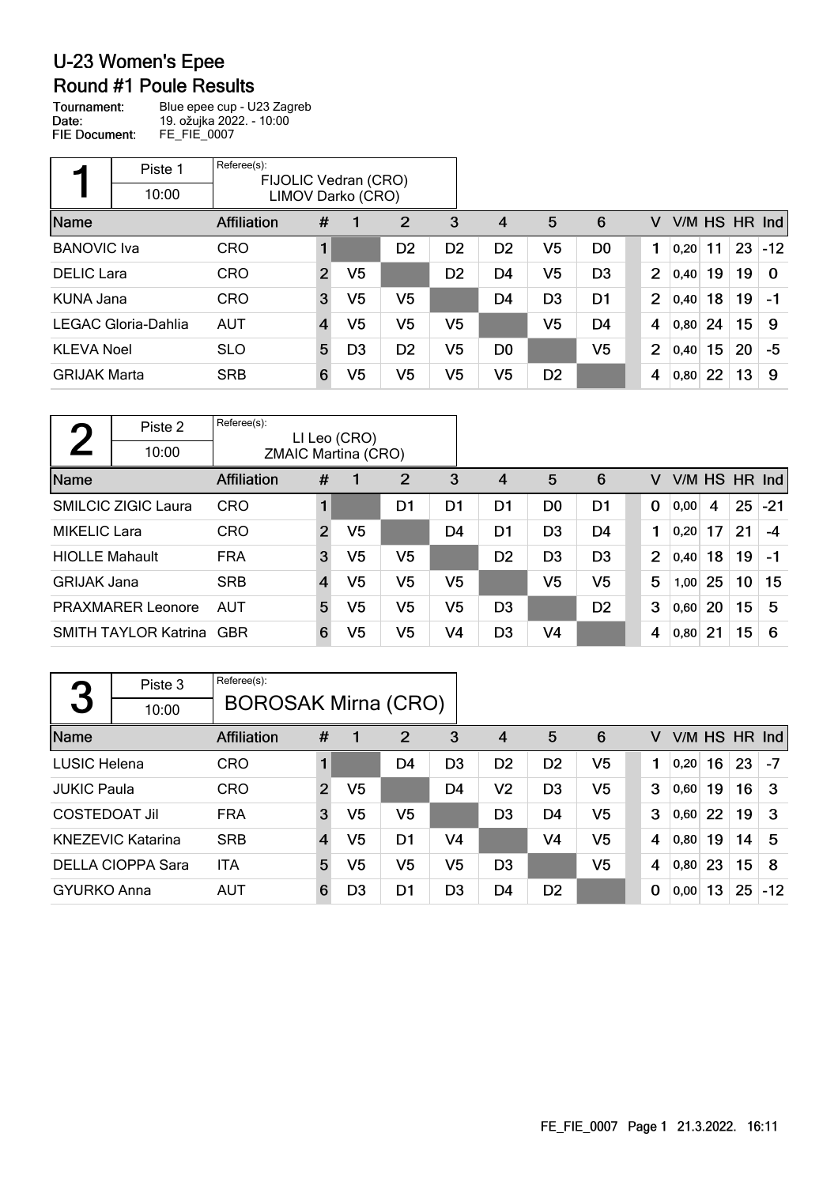# U-23 Women's Epee

## Round #1 Poule Results

**Tournament:** Blue epee cup - U23 Zagreb
**Date:** 19. ožujka 2022. - 10:00
**FIE Document:** FE_FIE_0007

### 1

Piste 1 — 10:00

Referee(s): FIJOLIC Vedran (CRO), LIMOV Darko (CRO)

| Name | Affiliation | # | 1 | 2 | 3 | 4 | 5 | 6 | V | V/M | HS | HR | Ind |
|---|---|---|---|---|---|---|---|---|---|---|---|---|---|
| BANOVIC Iva | CRO | 1 | | D2 | D2 | D2 | V5 | D0 | 1 | 0,20 | 11 | 23 | -12 |
| DELIC Lara | CRO | 2 | V5 | | D2 | D4 | V5 | D3 | 2 | 0,40 | 19 | 19 | 0 |
| KUNA Jana | CRO | 3 | V5 | V5 | | D4 | D3 | D1 | 2 | 0,40 | 18 | 19 | -1 |
| LEGAC Gloria-Dahlia | AUT | 4 | V5 | V5 | V5 | | V5 | D4 | 4 | 0,80 | 24 | 15 | 9 |
| KLEVA Noel | SLO | 5 | D3 | D2 | V5 | D0 | | V5 | 2 | 0,40 | 15 | 20 | -5 |
| GRIJAK Marta | SRB | 6 | V5 | V5 | V5 | V5 | D2 | | 4 | 0,80 | 22 | 13 | 9 |

### 2

Piste 2 — 10:00

Referee(s): LI Leo (CRO), ZMAIC Martina (CRO)

| Name | Affiliation | # | 1 | 2 | 3 | 4 | 5 | 6 | V | V/M | HS | HR | Ind |
|---|---|---|---|---|---|---|---|---|---|---|---|---|---|
| SMILCIC ZIGIC Laura | CRO | 1 | | D1 | D1 | D1 | D0 | D1 | 0 | 0,00 | 4 | 25 | -21 |
| MIKELIC Lara | CRO | 2 | V5 | | D4 | D1 | D3 | D4 | 1 | 0,20 | 17 | 21 | -4 |
| HIOLLE Mahault | FRA | 3 | V5 | V5 | | D2 | D3 | D3 | 2 | 0,40 | 18 | 19 | -1 |
| GRIJAK Jana | SRB | 4 | V5 | V5 | V5 | | V5 | V5 | 5 | 1,00 | 25 | 10 | 15 |
| PRAXMARER Leonore | AUT | 5 | V5 | V5 | V5 | D3 | | D2 | 3 | 0,60 | 20 | 15 | 5 |
| SMITH TAYLOR Katrina | GBR | 6 | V5 | V5 | V4 | D3 | V4 | | 4 | 0,80 | 21 | 15 | 6 |

### 3

Piste 3 — 10:00

Referee(s): BOROSAK Mirna (CRO)

| Name | Affiliation | # | 1 | 2 | 3 | 4 | 5 | 6 | V | V/M | HS | HR | Ind |
|---|---|---|---|---|---|---|---|---|---|---|---|---|---|
| LUSIC Helena | CRO | 1 | | D4 | D3 | D2 | D2 | V5 | 1 | 0,20 | 16 | 23 | -7 |
| JUKIC Paula | CRO | 2 | V5 | | D4 | V2 | D3 | V5 | 3 | 0,60 | 19 | 16 | 3 |
| COSTEDOAT Jil | FRA | 3 | V5 | V5 | | D3 | D4 | V5 | 3 | 0,60 | 22 | 19 | 3 |
| KNEZEVIC Katarina | SRB | 4 | V5 | D1 | V4 | | V4 | V5 | 4 | 0,80 | 19 | 14 | 5 |
| DELLA CIOPPA Sara | ITA | 5 | V5 | V5 | V5 | D3 | | V5 | 4 | 0,80 | 23 | 15 | 8 |
| GYURKO Anna | AUT | 6 | D3 | D1 | D3 | D4 | D2 | | 0 | 0,00 | 13 | 25 | -12 |

FE_FIE_0007 Page 1 21.3.2022. 16:11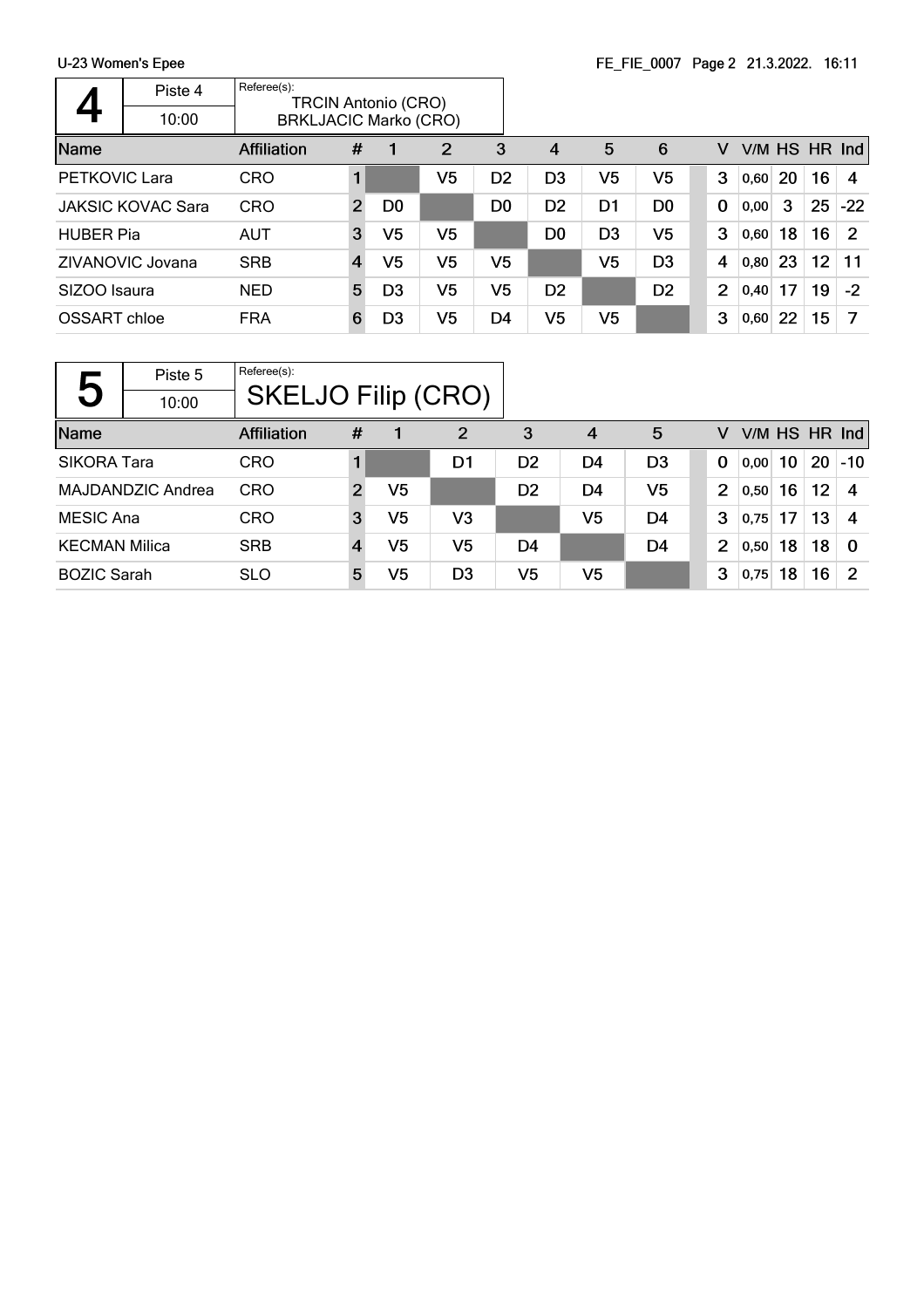## 4

Piste 4 — 10:00

Referee(s):
TRCIN Antonio (CRO)
BRKLJACIC Marko (CRO)

| Name | Affiliation | # | 1 | 2 | 3 | 4 | 5 | 6 | V | V/M | HS | HR | Ind |
|---|---|---|---|---|---|---|---|---|---|---|---|---|---|
| PETKOVIC Lara | CRO | 1 | | V5 | D2 | D3 | V5 | V5 | 3 | 0,60 | 20 | 16 | 4 |
| JAKSIC KOVAC Sara | CRO | 2 | D0 | | D0 | D2 | D1 | D0 | 0 | 0,00 | 3 | 25 | -22 |
| HUBER Pia | AUT | 3 | V5 | V5 | | D0 | D3 | V5 | 3 | 0,60 | 18 | 16 | 2 |
| ZIVANOVIC Jovana | SRB | 4 | V5 | V5 | V5 | | V5 | D3 | 4 | 0,80 | 23 | 12 | 11 |
| SIZOO Isaura | NED | 5 | D3 | V5 | V5 | D2 | | D2 | 2 | 0,40 | 17 | 19 | -2 |
| OSSART chloe | FRA | 6 | D3 | V5 | D4 | V5 | V5 | | 3 | 0,60 | 22 | 15 | 7 |

## 5

Piste 5 — 10:00

Referee(s):
SKELJO Filip (CRO)

| Name | Affiliation | # | 1 | 2 | 3 | 4 | 5 | V | V/M | HS | HR | Ind |
|---|---|---|---|---|---|---|---|---|---|---|---|---|
| SIKORA Tara | CRO | 1 | | D1 | D2 | D4 | D3 | 0 | 0,00 | 10 | 20 | -10 |
| MAJDANDZIC Andrea | CRO | 2 | V5 | | D2 | D4 | V5 | 2 | 0,50 | 16 | 12 | 4 |
| MESIC Ana | CRO | 3 | V5 | V3 | | V5 | D4 | 3 | 0,75 | 17 | 13 | 4 |
| KECMAN Milica | SRB | 4 | V5 | V5 | D4 | | D4 | 2 | 0,50 | 18 | 18 | 0 |
| BOZIC Sarah | SLO | 5 | V5 | D3 | V5 | V5 | | 3 | 0,75 | 18 | 16 | 2 |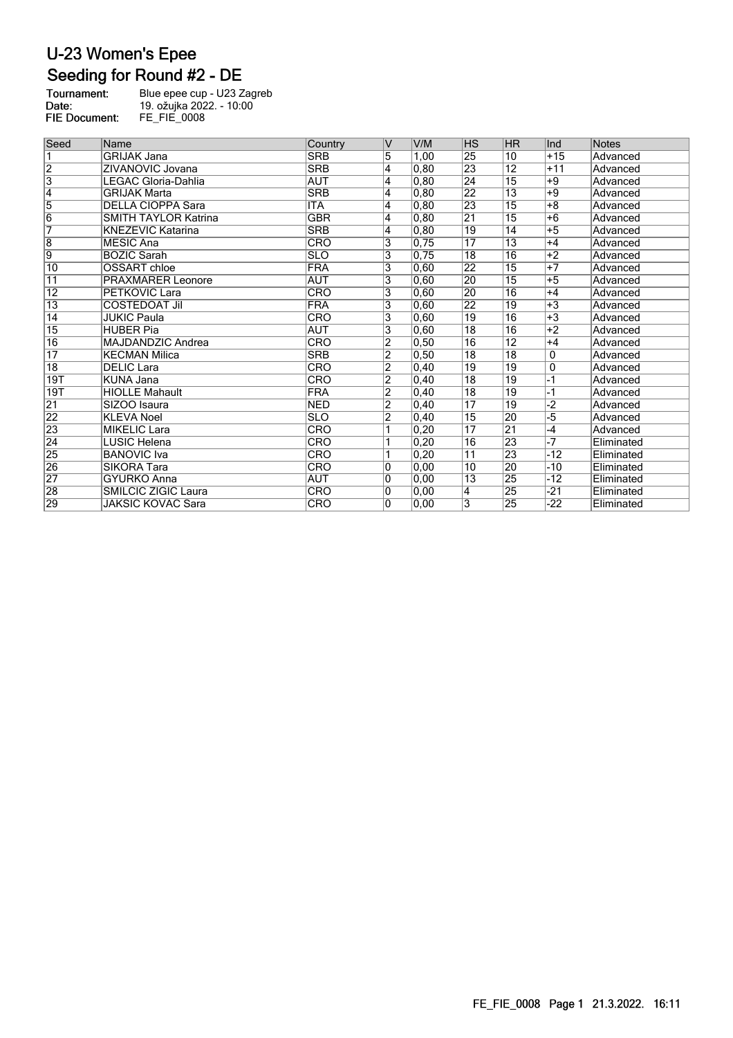# U-23 Women's Epee

## Seeding for Round #2 - DE

**Tournament:** Blue epee cup - U23 Zagreb
**Date:** 19. ožujka 2022. - 10:00
**FIE Document:** FE_FIE_0008

| Seed | Name | Country | V | V/M | HS | HR | Ind | Notes |
|---|---|---|---|---|---|---|---|---|
| 1 | GRIJAK Jana | SRB | 5 | 1,00 | 25 | 10 | +15 | Advanced |
| 2 | ZIVANOVIC Jovana | SRB | 4 | 0,80 | 23 | 12 | +11 | Advanced |
| 3 | LEGAC Gloria-Dahlia | AUT | 4 | 0,80 | 24 | 15 | +9 | Advanced |
| 4 | GRIJAK Marta | SRB | 4 | 0,80 | 22 | 13 | +9 | Advanced |
| 5 | DELLA CIOPPA Sara | ITA | 4 | 0,80 | 23 | 15 | +8 | Advanced |
| 6 | SMITH TAYLOR Katrina | GBR | 4 | 0,80 | 21 | 15 | +6 | Advanced |
| 7 | KNEZEVIC Katarina | SRB | 4 | 0,80 | 19 | 14 | +5 | Advanced |
| 8 | MESIC Ana | CRO | 3 | 0,75 | 17 | 13 | +4 | Advanced |
| 9 | BOZIC Sarah | SLO | 3 | 0,75 | 18 | 16 | +2 | Advanced |
| 10 | OSSART chloe | FRA | 3 | 0,60 | 22 | 15 | +7 | Advanced |
| 11 | PRAXMARER Leonore | AUT | 3 | 0,60 | 20 | 15 | +5 | Advanced |
| 12 | PETKOVIC Lara | CRO | 3 | 0,60 | 20 | 16 | +4 | Advanced |
| 13 | COSTEDOAT Jil | FRA | 3 | 0,60 | 22 | 19 | +3 | Advanced |
| 14 | JUKIC Paula | CRO | 3 | 0,60 | 19 | 16 | +3 | Advanced |
| 15 | HUBER Pia | AUT | 3 | 0,60 | 18 | 16 | +2 | Advanced |
| 16 | MAJDANDZIC Andrea | CRO | 2 | 0,50 | 16 | 12 | +4 | Advanced |
| 17 | KECMAN Milica | SRB | 2 | 0,50 | 18 | 18 | 0 | Advanced |
| 18 | DELIC Lara | CRO | 2 | 0,40 | 19 | 19 | 0 | Advanced |
| 19T | KUNA Jana | CRO | 2 | 0,40 | 18 | 19 | -1 | Advanced |
| 19T | HIOLLE Mahault | FRA | 2 | 0,40 | 18 | 19 | -1 | Advanced |
| 21 | SIZOO Isaura | NED | 2 | 0,40 | 17 | 19 | -2 | Advanced |
| 22 | KLEVA Noel | SLO | 2 | 0,40 | 15 | 20 | -5 | Advanced |
| 23 | MIKELIC Lara | CRO | 1 | 0,20 | 17 | 21 | -4 | Advanced |
| 24 | LUSIC Helena | CRO | 1 | 0,20 | 16 | 23 | -7 | Eliminated |
| 25 | BANOVIC Iva | CRO | 1 | 0,20 | 11 | 23 | -12 | Eliminated |
| 26 | SIKORA Tara | CRO | 0 | 0,00 | 10 | 20 | -10 | Eliminated |
| 27 | GYURKO Anna | AUT | 0 | 0,00 | 13 | 25 | -12 | Eliminated |
| 28 | SMILCIC ZIGIC Laura | CRO | 0 | 0,00 | 4 | 25 | -21 | Eliminated |
| 29 | JAKSIC KOVAC Sara | CRO | 0 | 0,00 | 3 | 25 | -22 | Eliminated |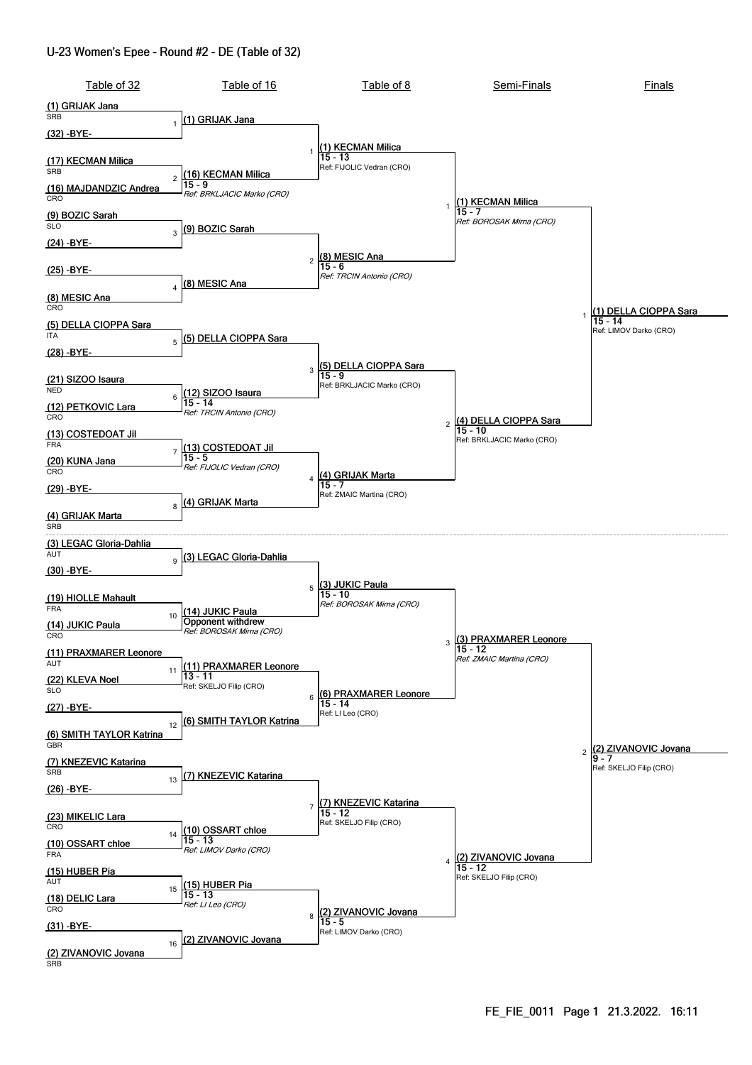# U-23 Women's Epee - Round #2 - DE (Table of 32)

## Table of 32

| # | Fencer | Country |
|---|---|---|
| 1 | (1) GRIJAK Jana | SRB |
| | (32) -BYE- | |
| 2 | (17) KECMAN Milica | SRB |
| | (16) MAJDANDZIC Andrea | CRO |
| 3 | (9) BOZIC Sarah | SLO |
| | (24) -BYE- | |
| 4 | (25) -BYE- | |
| | (8) MESIC Ana | CRO |
| 5 | (5) DELLA CIOPPA Sara | ITA |
| | (28) -BYE- | |
| 6 | (21) SIZOO Isaura | NED |
| | (12) PETKOVIC Lara | CRO |
| 7 | (13) COSTEDOAT Jil | FRA |
| | (20) KUNA Jana | CRO |
| 8 | (29) -BYE- | |
| | (4) GRIJAK Marta | SRB |
| 9 | (3) LEGAC Gloria-Dahlia | AUT |
| | (30) -BYE- | |
| 10 | (19) HIOLLE Mahault | FRA |
| | (14) JUKIC Paula | CRO |
| 11 | (11) PRAXMARER Leonore | AUT |
| | (22) KLEVA Noel | SLO |
| 12 | (27) -BYE- | |
| | (6) SMITH TAYLOR Katrina | GBR |
| 13 | (7) KNEZEVIC Katarina | SRB |
| | (26) -BYE- | |
| 14 | (23) MIKELIC Lara | CRO |
| | (10) OSSART chloe | FRA |
| 15 | (15) HUBER Pia | AUT |
| | (18) DELIC Lara | CRO |
| 16 | (31) -BYE- | |
| | (2) ZIVANOVIC Jovana | SRB |

## Table of 16

| # | Winner | Score | Referee |
|---|---|---|---|
| 1 | (1) GRIJAK Jana | | |
| 2 | (16) KECMAN Milica | 15 - 9 | *Ref: BRKLJACIC Marko (CRO)* |
| 3 | (9) BOZIC Sarah | | |
| 4 | (8) MESIC Ana | | |
| 5 | (5) DELLA CIOPPA Sara | | |
| 6 | (12) SIZOO Isaura | 15 - 14 | *Ref: TRCIN Antonio (CRO)* |
| 7 | (13) COSTEDOAT Jil | 15 - 5 | *Ref: FIJOLIC Vedran (CRO)* |
| 8 | (4) GRIJAK Marta | | |
| 9 | (3) LEGAC Gloria-Dahlia | | |
| 10 | (14) JUKIC Paula | Opponent withdrew | *Ref: BOROSAK Mirna (CRO)* |
| 11 | (11) PRAXMARER Leonore | 13 - 11 | Ref: SKELJO Filip (CRO) |
| 12 | (6) SMITH TAYLOR Katrina | | |
| 13 | (7) KNEZEVIC Katarina | | |
| 14 | (10) OSSART chloe | 15 - 13 | *Ref: LIMOV Darko (CRO)* |
| 15 | (15) HUBER Pia | 15 - 13 | *Ref: LI Leo (CRO)* |
| 16 | (2) ZIVANOVIC Jovana | | |

## Table of 8

| # | Winner | Score | Referee |
|---|---|---|---|
| 1 | (1) KECMAN Milica | 15 - 13 | Ref: FIJOLIC Vedran (CRO) |
| 2 | (8) MESIC Ana | 15 - 6 | *Ref: TRCIN Antonio (CRO)* |
| 3 | (5) DELLA CIOPPA Sara | 15 - 9 | Ref: BRKLJACIC Marko (CRO) |
| 4 | (4) GRIJAK Marta | 15 - 7 | Ref: ZMAIC Martina (CRO) |
| 5 | (3) JUKIC Paula | 15 - 10 | *Ref: BOROSAK Mirna (CRO)* |
| 6 | (6) PRAXMARER Leonore | 15 - 14 | Ref: LI Leo (CRO) |
| 7 | (7) KNEZEVIC Katarina | 15 - 12 | Ref: SKELJO Filip (CRO) |
| 8 | (2) ZIVANOVIC Jovana | 15 - 5 | Ref: LIMOV Darko (CRO) |

## Semi-Finals

| # | Winner | Score | Referee |
|---|---|---|---|
| 1 | (1) KECMAN Milica | 15 - 7 | *Ref: BOROSAK Mirna (CRO)* |
| 2 | (4) DELLA CIOPPA Sara | 15 - 10 | Ref: BRKLJACIC Marko (CRO) |
| 3 | (3) PRAXMARER Leonore | 15 - 12 | *Ref: ZMAIC Martina (CRO)* |
| 4 | (2) ZIVANOVIC Jovana | 15 - 12 | Ref: SKELJO Filip (CRO) |

## Finals

| # | Winner | Score | Referee |
|---|---|---|---|
| 1 | (1) DELLA CIOPPA Sara | 15 - 14 | Ref: LIMOV Darko (CRO) |
| 2 | (2) ZIVANOVIC Jovana | 9 - 7 | Ref: SKELJO Filip (CRO) |

FE_FIE_0011 Page 1 21.3.2022. 16:11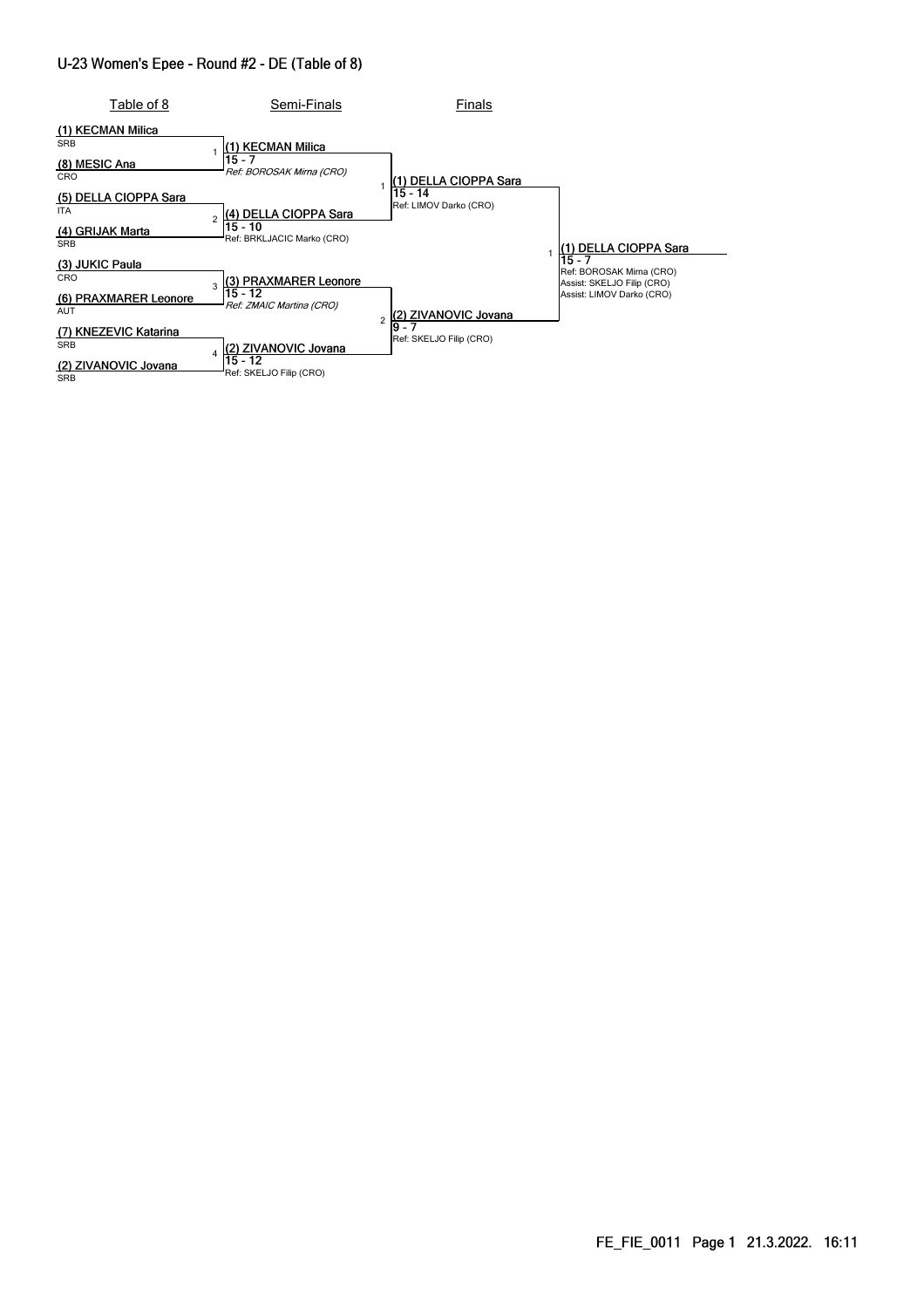# U-23 Women's Epee - Round #2 - DE (Table of 8)

## Table of 8

| Seed | Name | Country |
|---|---|---|
| (1) | KECMAN Milica | SRB |
| (8) | MESIC Ana | CRO |
| (5) | DELLA CIOPPA Sara | ITA |
| (4) | GRIJAK Marta | SRB |
| (3) | JUKIC Paula | CRO |
| (6) | PRAXMARER Leonore | AUT |
| (7) | KNEZEVIC Katarina | SRB |
| (2) | ZIVANOVIC Jovana | SRB |

## Semi-Finals

| Bout | Winner | Score | Referee |
|---|---|---|---|
| 1 | (1) KECMAN Milica | 15 - 7 | *Ref: BOROSAK Mirna (CRO)* |
| 2 | (4) DELLA CIOPPA Sara | 15 - 10 | Ref: BRKLJACIC Marko (CRO) |
| 3 | (3) PRAXMARER Leonore | 15 - 12 | *Ref: ZMAIC Martina (CRO)* |
| 4 | (2) ZIVANOVIC Jovana | 15 - 12 | Ref: SKELJO Filip (CRO) |

## Finals

| Bout | Winner | Score | Referee |
|---|---|---|---|
| 1 | (1) DELLA CIOPPA Sara | 15 - 14 | Ref: LIMOV Darko (CRO) |
| 2 | (2) ZIVANOVIC Jovana | 9 - 7 | Ref: SKELJO Filip (CRO) |

## Final

| Bout | Winner | Score | Officials |
|---|---|---|---|
| 1 | (1) DELLA CIOPPA Sara | 15 - 7 | Ref: BOROSAK Mirna (CRO); Assist: SKELJO Filip (CRO); Assist: LIMOV Darko (CRO) |

FE_FIE_0011 Page 1 21.3.2022. 16:11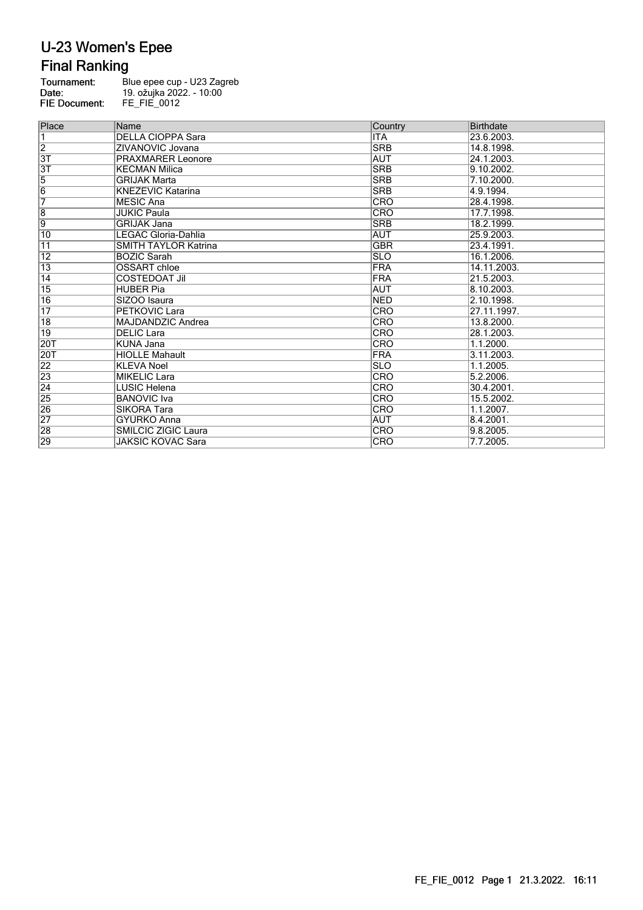# U-23 Women's Epee

## Final Ranking

**Tournament:** Blue epee cup - U23 Zagreb
**Date:** 19. ožujka 2022. - 10:00
**FIE Document:** FE_FIE_0012

| Place | Name | Country | Birthdate |
|---|---|---|---|
| 1 | DELLA CIOPPA Sara | ITA | 23.6.2003. |
| 2 | ZIVANOVIC Jovana | SRB | 14.8.1998. |
| 3T | PRAXMARER Leonore | AUT | 24.1.2003. |
| 3T | KECMAN Milica | SRB | 9.10.2002. |
| 5 | GRIJAK Marta | SRB | 7.10.2000. |
| 6 | KNEZEVIC Katarina | SRB | 4.9.1994. |
| 7 | MESIC Ana | CRO | 28.4.1998. |
| 8 | JUKIC Paula | CRO | 17.7.1998. |
| 9 | GRIJAK Jana | SRB | 18.2.1999. |
| 10 | LEGAC Gloria-Dahlia | AUT | 25.9.2003. |
| 11 | SMITH TAYLOR Katrina | GBR | 23.4.1991. |
| 12 | BOZIC Sarah | SLO | 16.1.2006. |
| 13 | OSSART chloe | FRA | 14.11.2003. |
| 14 | COSTEDOAT Jil | FRA | 21.5.2003. |
| 15 | HUBER Pia | AUT | 8.10.2003. |
| 16 | SIZOO Isaura | NED | 2.10.1998. |
| 17 | PETKOVIC Lara | CRO | 27.11.1997. |
| 18 | MAJDANDZIC Andrea | CRO | 13.8.2000. |
| 19 | DELIC Lara | CRO | 28.1.2003. |
| 20T | KUNA Jana | CRO | 1.1.2000. |
| 20T | HIOLLE Mahault | FRA | 3.11.2003. |
| 22 | KLEVA Noel | SLO | 1.1.2005. |
| 23 | MIKELIC Lara | CRO | 5.2.2006. |
| 24 | LUSIC Helena | CRO | 30.4.2001. |
| 25 | BANOVIC Iva | CRO | 15.5.2002. |
| 26 | SIKORA Tara | CRO | 1.1.2007. |
| 27 | GYURKO Anna | AUT | 8.4.2001. |
| 28 | SMILCIC ZIGIC Laura | CRO | 9.8.2005. |
| 29 | JAKSIC KOVAC Sara | CRO | 7.7.2005. |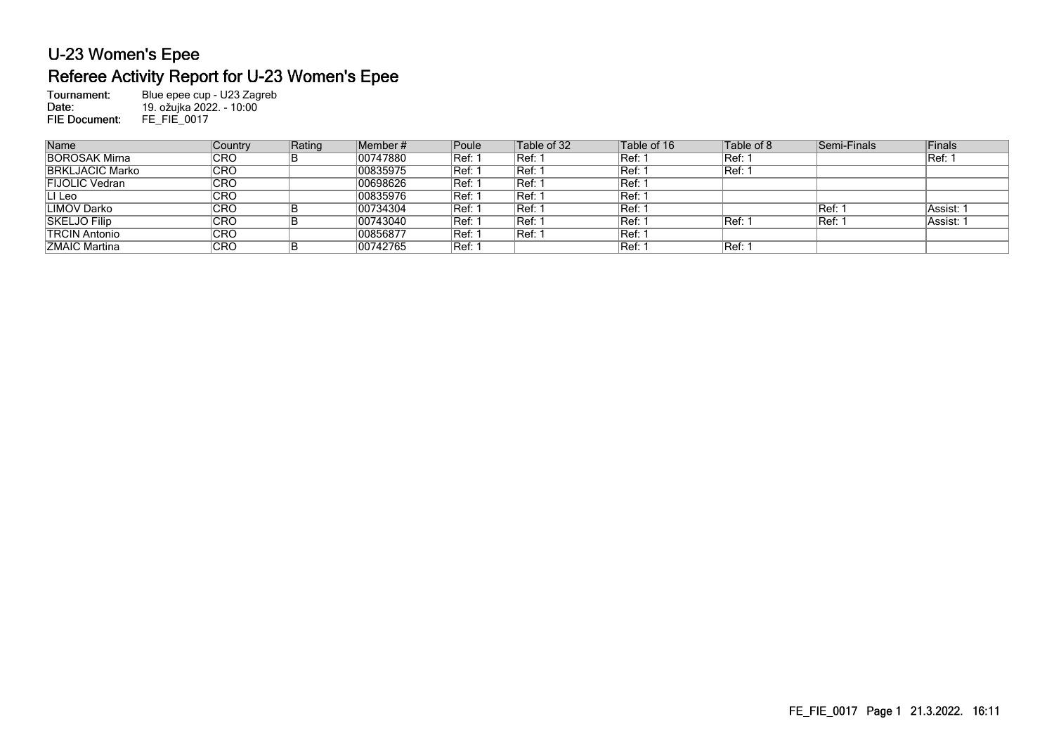# U-23 Women's Epee

## Referee Activity Report for U-23 Women's Epee

**Tournament:** Blue epee cup - U23 Zagreb
**Date:** 19. ožujka 2022. - 10:00
**FIE Document:** FE_FIE_0017

| Name | Country | Rating | Member # | Poule | Table of 32 | Table of 16 | Table of 8 | Semi-Finals | Finals |
|---|---|---|---|---|---|---|---|---|---|
| BOROSAK Mirna | CRO | B | 00747880 | Ref: 1 | Ref: 1 | Ref: 1 | Ref: 1 | | Ref: 1 |
| BRKLJACIC Marko | CRO | | 00835975 | Ref: 1 | Ref: 1 | Ref: 1 | Ref: 1 | | |
| FIJOLIC Vedran | CRO | | 00698626 | Ref: 1 | Ref: 1 | Ref: 1 | | | |
| LI Leo | CRO | | 00835976 | Ref: 1 | Ref: 1 | Ref: 1 | | | |
| LIMOV Darko | CRO | B | 00734304 | Ref: 1 | Ref: 1 | Ref: 1 | | Ref: 1 | Assist: 1 |
| SKELJO Filip | CRO | B | 00743040 | Ref: 1 | Ref: 1 | Ref: 1 | Ref: 1 | Ref: 1 | Assist: 1 |
| TRCIN Antonio | CRO | | 00856877 | Ref: 1 | Ref: 1 | Ref: 1 | | | |
| ZMAIC Martina | CRO | B | 00742765 | Ref: 1 | | Ref: 1 | Ref: 1 | | |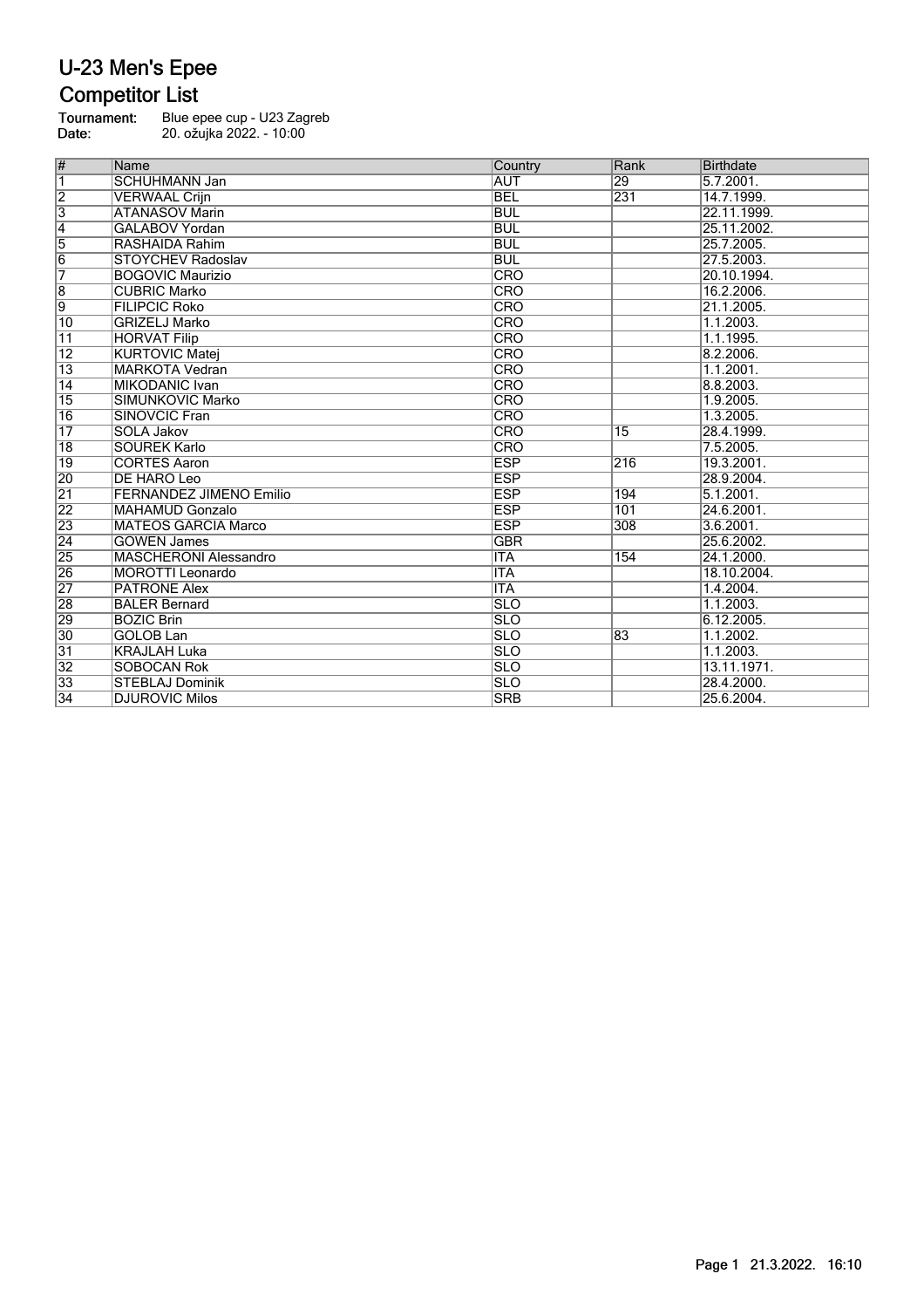# U-23 Men's Epee

## Competitor List

**Tournament:** Blue epee cup - U23 Zagreb
**Date:** 20. ožujka 2022. - 10:00

| # | Name | Country | Rank | Birthdate |
|---|---|---|---|---|
| 1 | SCHUHMANN Jan | AUT | 29 | 5.7.2001. |
| 2 | VERWAAL Crijn | BEL | 231 | 14.7.1999. |
| 3 | ATANASOV Marin | BUL | | 22.11.1999. |
| 4 | GALABOV Yordan | BUL | | 25.11.2002. |
| 5 | RASHAIDA Rahim | BUL | | 25.7.2005. |
| 6 | STOYCHEV Radoslav | BUL | | 27.5.2003. |
| 7 | BOGOVIC Maurizio | CRO | | 20.10.1994. |
| 8 | CUBRIC Marko | CRO | | 16.2.2006. |
| 9 | FILIPCIC Roko | CRO | | 21.1.2005. |
| 10 | GRIZELJ Marko | CRO | | 1.1.2003. |
| 11 | HORVAT Filip | CRO | | 1.1.1995. |
| 12 | KURTOVIC Matej | CRO | | 8.2.2006. |
| 13 | MARKOTA Vedran | CRO | | 1.1.2001. |
| 14 | MIKODANIC Ivan | CRO | | 8.8.2003. |
| 15 | SIMUNKOVIC Marko | CRO | | 1.9.2005. |
| 16 | SINOVCIC Fran | CRO | | 1.3.2005. |
| 17 | SOLA Jakov | CRO | 15 | 28.4.1999. |
| 18 | SOUREK Karlo | CRO | | 7.5.2005. |
| 19 | CORTES Aaron | ESP | 216 | 19.3.2001. |
| 20 | DE HARO Leo | ESP | | 28.9.2004. |
| 21 | FERNANDEZ JIMENO Emilio | ESP | 194 | 5.1.2001. |
| 22 | MAHAMUD Gonzalo | ESP | 101 | 24.6.2001. |
| 23 | MATEOS GARCIA Marco | ESP | 308 | 3.6.2001. |
| 24 | GOWEN James | GBR | | 25.6.2002. |
| 25 | MASCHERONI Alessandro | ITA | 154 | 24.1.2000. |
| 26 | MOROTTI Leonardo | ITA | | 18.10.2004. |
| 27 | PATRONE Alex | ITA | | 1.4.2004. |
| 28 | BALER Bernard | SLO | | 1.1.2003. |
| 29 | BOZIC Brin | SLO | | 6.12.2005. |
| 30 | GOLOB Lan | SLO | 83 | 1.1.2002. |
| 31 | KRAJLAH Luka | SLO | | 1.1.2003. |
| 32 | SOBOCAN Rok | SLO | | 13.11.1971. |
| 33 | STEBLAJ Dominik | SLO | | 28.4.2000. |
| 34 | DJUROVIC Milos | SRB | | 25.6.2004. |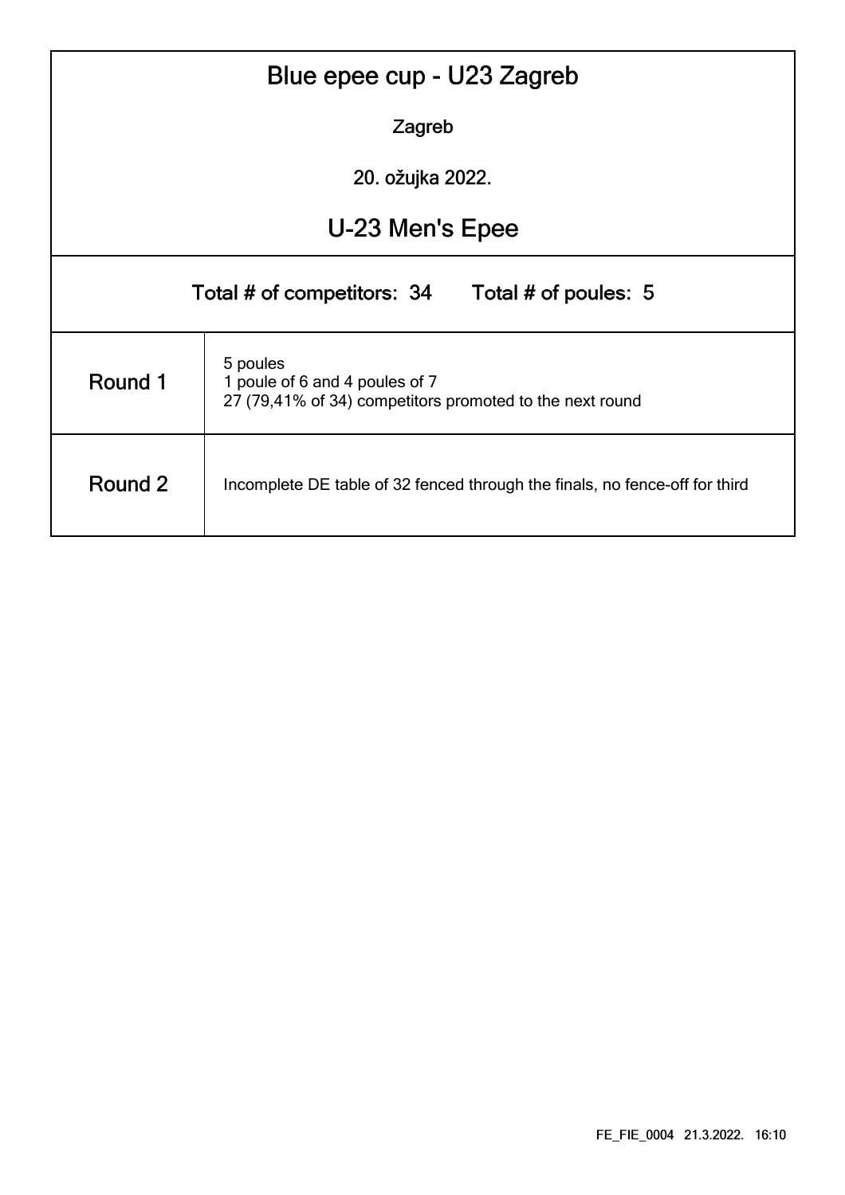# Blue epee cup - U23 Zagreb

Zagreb

20. ožujka 2022.

## U-23 Men's Epee

Total # of competitors: 34    Total # of poules: 5

| | |
|---|---|
| Round 1 | 5 poules<br>1 poule of 6 and 4 poules of 7<br>27 (79,41% of 34) competitors promoted to the next round |
| Round 2 | Incomplete DE table of 32 fenced through the finals, no fence-off for third |

FE_FIE_0004 21.3.2022. 16:10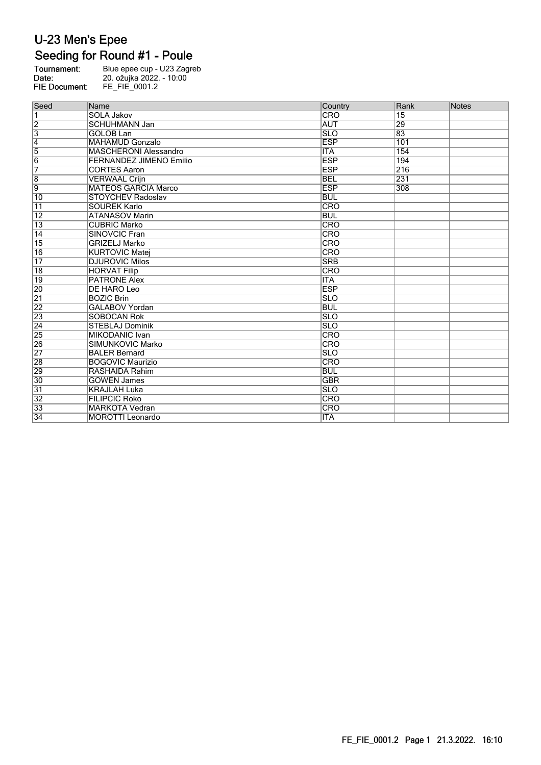# U-23 Men's Epee

## Seeding for Round #1 - Poule

**Tournament:** Blue epee cup - U23 Zagreb
**Date:** 20. ožujka 2022. - 10:00
**FIE Document:** FE_FIE_0001.2

| Seed | Name | Country | Rank | Notes |
|---|---|---|---|---|
| 1 | SOLA Jakov | CRO | 15 | |
| 2 | SCHUHMANN Jan | AUT | 29 | |
| 3 | GOLOB Lan | SLO | 83 | |
| 4 | MAHAMUD Gonzalo | ESP | 101 | |
| 5 | MASCHERONI Alessandro | ITA | 154 | |
| 6 | FERNANDEZ JIMENO Emilio | ESP | 194 | |
| 7 | CORTES Aaron | ESP | 216 | |
| 8 | VERWAAL Crijn | BEL | 231 | |
| 9 | MATEOS GARCIA Marco | ESP | 308 | |
| 10 | STOYCHEV Radoslav | BUL | | |
| 11 | SOUREK Karlo | CRO | | |
| 12 | ATANASOV Marin | BUL | | |
| 13 | CUBRIC Marko | CRO | | |
| 14 | SINOVCIC Fran | CRO | | |
| 15 | GRIZELJ Marko | CRO | | |
| 16 | KURTOVIC Matej | CRO | | |
| 17 | DJUROVIC Milos | SRB | | |
| 18 | HORVAT Filip | CRO | | |
| 19 | PATRONE Alex | ITA | | |
| 20 | DE HARO Leo | ESP | | |
| 21 | BOZIC Brin | SLO | | |
| 22 | GALABOV Yordan | BUL | | |
| 23 | SOBOCAN Rok | SLO | | |
| 24 | STEBLAJ Dominik | SLO | | |
| 25 | MIKODANIC Ivan | CRO | | |
| 26 | SIMUNKOVIC Marko | CRO | | |
| 27 | BALER Bernard | SLO | | |
| 28 | BOGOVIC Maurizio | CRO | | |
| 29 | RASHAIDA Rahim | BUL | | |
| 30 | GOWEN James | GBR | | |
| 31 | KRAJLAH Luka | SLO | | |
| 32 | FILIPCIC Roko | CRO | | |
| 33 | MARKOTA Vedran | CRO | | |
| 34 | MOROTTI Leonardo | ITA | | |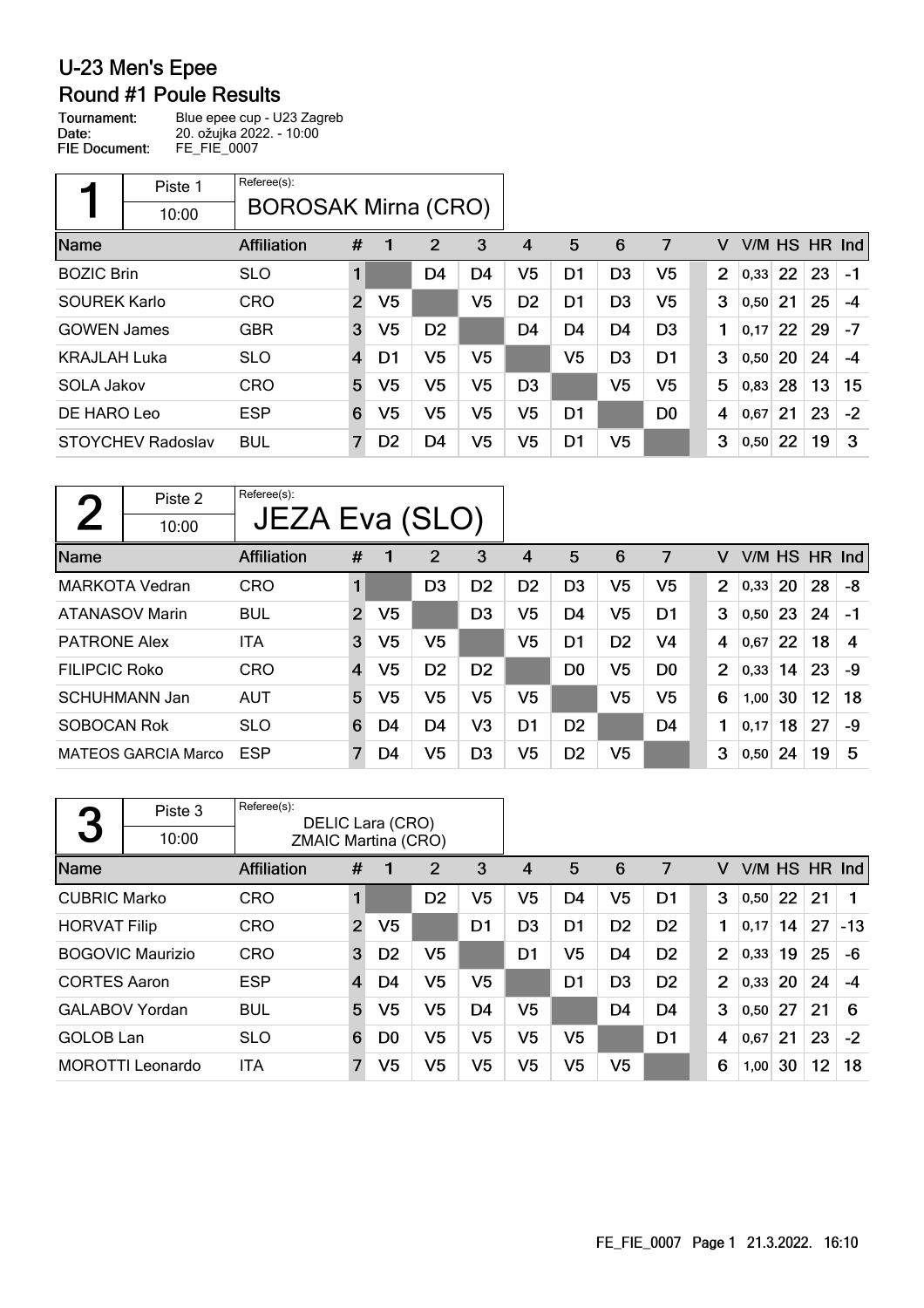# U-23 Men's Epee

## Round #1 Poule Results

**Tournament:** Blue epee cup - U23 Zagreb
**Date:** 20. ožujka 2022. - 10:00
**FIE Document:** FE_FIE_0007

### 1 — Piste 1 — 10:00 — Referee(s): BOROSAK Mirna (CRO)

| Name | Affiliation | # | 1 | 2 | 3 | 4 | 5 | 6 | 7 | V | V/M | HS | HR | Ind |
|---|---|---|---|---|---|---|---|---|---|---|---|---|---|---|
| BOZIC Brin | SLO | 1 | | D4 | D4 | V5 | D1 | D3 | V5 | 2 | 0,33 | 22 | 23 | -1 |
| SOUREK Karlo | CRO | 2 | V5 | | V5 | D2 | D1 | D3 | V5 | 3 | 0,50 | 21 | 25 | -4 |
| GOWEN James | GBR | 3 | V5 | D2 | | D4 | D4 | D4 | D3 | 1 | 0,17 | 22 | 29 | -7 |
| KRAJLAH Luka | SLO | 4 | D1 | V5 | V5 | | V5 | D3 | D1 | 3 | 0,50 | 20 | 24 | -4 |
| SOLA Jakov | CRO | 5 | V5 | V5 | V5 | D3 | | V5 | V5 | 5 | 0,83 | 28 | 13 | 15 |
| DE HARO Leo | ESP | 6 | V5 | V5 | V5 | V5 | D1 | | D0 | 4 | 0,67 | 21 | 23 | -2 |
| STOYCHEV Radoslav | BUL | 7 | D2 | D4 | V5 | V5 | D1 | V5 | | 3 | 0,50 | 22 | 19 | 3 |

### 2 — Piste 2 — 10:00 — Referee(s): JEZA Eva (SLO)

| Name | Affiliation | # | 1 | 2 | 3 | 4 | 5 | 6 | 7 | V | V/M | HS | HR | Ind |
|---|---|---|---|---|---|---|---|---|---|---|---|---|---|---|
| MARKOTA Vedran | CRO | 1 | | D3 | D2 | D2 | D3 | V5 | V5 | 2 | 0,33 | 20 | 28 | -8 |
| ATANASOV Marin | BUL | 2 | V5 | | D3 | V5 | D4 | V5 | D1 | 3 | 0,50 | 23 | 24 | -1 |
| PATRONE Alex | ITA | 3 | V5 | V5 | | V5 | D1 | D2 | V4 | 4 | 0,67 | 22 | 18 | 4 |
| FILIPCIC Roko | CRO | 4 | V5 | D2 | D2 | | D0 | V5 | D0 | 2 | 0,33 | 14 | 23 | -9 |
| SCHUHMANN Jan | AUT | 5 | V5 | V5 | V5 | V5 | | V5 | V5 | 6 | 1,00 | 30 | 12 | 18 |
| SOBOCAN Rok | SLO | 6 | D4 | D4 | V3 | D1 | D2 | | D4 | 1 | 0,17 | 18 | 27 | -9 |
| MATEOS GARCIA Marco | ESP | 7 | D4 | V5 | D3 | V5 | D2 | V5 | | 3 | 0,50 | 24 | 19 | 5 |

### 3 — Piste 3 — 10:00 — Referee(s): DELIC Lara (CRO), ZMAIC Martina (CRO)

| Name | Affiliation | # | 1 | 2 | 3 | 4 | 5 | 6 | 7 | V | V/M | HS | HR | Ind |
|---|---|---|---|---|---|---|---|---|---|---|---|---|---|---|
| CUBRIC Marko | CRO | 1 | | D2 | V5 | V5 | D4 | V5 | D1 | 3 | 0,50 | 22 | 21 | 1 |
| HORVAT Filip | CRO | 2 | V5 | | D1 | D3 | D1 | D2 | D2 | 1 | 0,17 | 14 | 27 | -13 |
| BOGOVIC Maurizio | CRO | 3 | D2 | V5 | | D1 | V5 | D4 | D2 | 2 | 0,33 | 19 | 25 | -6 |
| CORTES Aaron | ESP | 4 | D4 | V5 | V5 | | D1 | D3 | D2 | 2 | 0,33 | 20 | 24 | -4 |
| GALABOV Yordan | BUL | 5 | V5 | V5 | D4 | V5 | | D4 | D4 | 3 | 0,50 | 27 | 21 | 6 |
| GOLOB Lan | SLO | 6 | D0 | V5 | V5 | V5 | V5 | | D1 | 4 | 0,67 | 21 | 23 | -2 |
| MOROTTI Leonardo | ITA | 7 | V5 | V5 | V5 | V5 | V5 | V5 | | 6 | 1,00 | 30 | 12 | 18 |

FE_FIE_0007 Page 1 21.3.2022. 16:10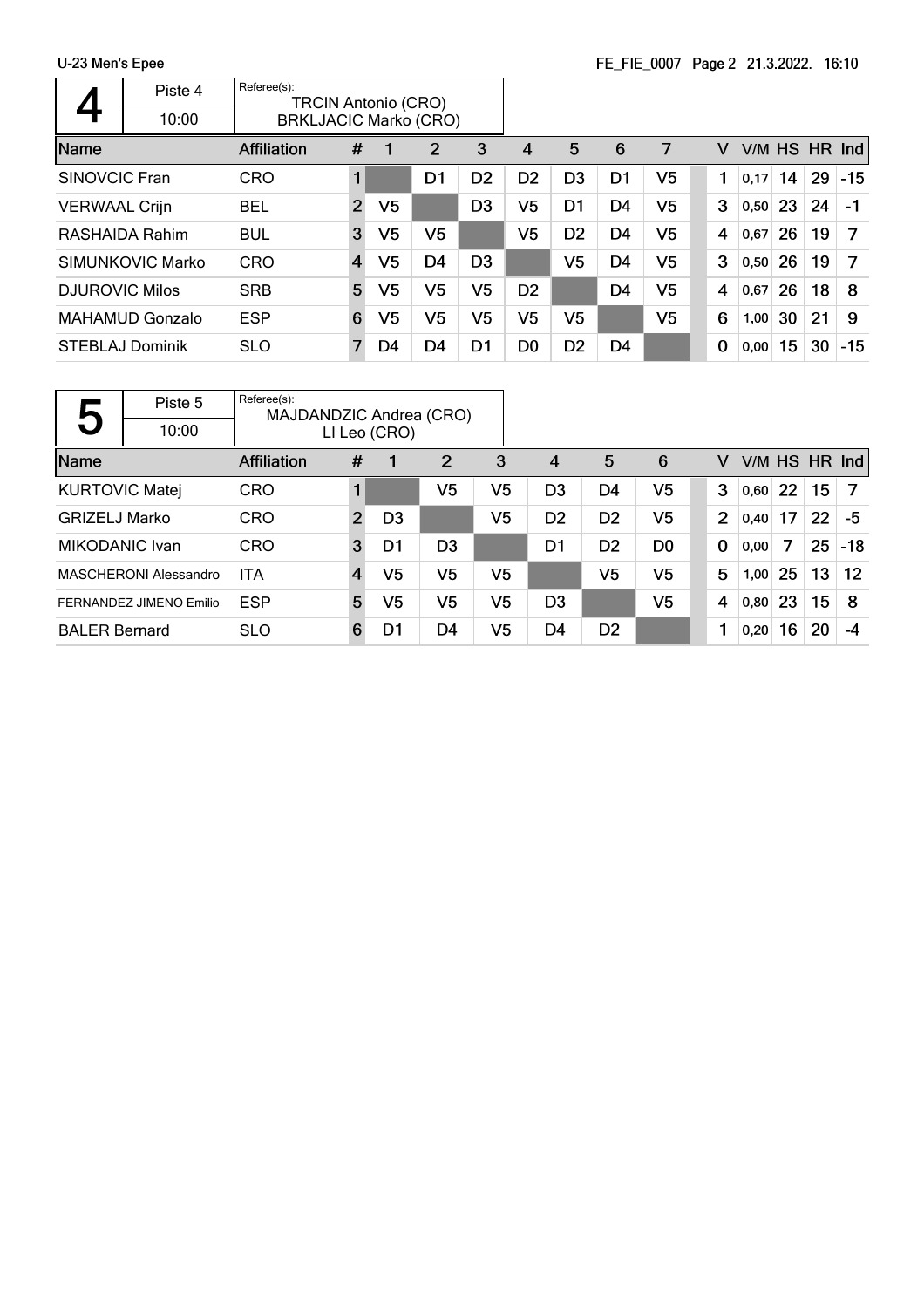## 4

| Piste 4 | Referee(s): |
|---|---|
| 10:00 | TRCIN Antonio (CRO)<br>BRKLJACIC Marko (CRO) |

| Name | Affiliation | # | 1 | 2 | 3 | 4 | 5 | 6 | 7 | V | V/M | HS | HR | Ind |
|---|---|---|---|---|---|---|---|---|---|---|---|---|---|---|
| SINOVCIC Fran | CRO | 1 | | D1 | D2 | D2 | D3 | D1 | V5 | 1 | 0,17 | 14 | 29 | -15 |
| VERWAAL Crijn | BEL | 2 | V5 | | D3 | V5 | D1 | D4 | V5 | 3 | 0,50 | 23 | 24 | -1 |
| RASHAIDA Rahim | BUL | 3 | V5 | V5 | | V5 | D2 | D4 | V5 | 4 | 0,67 | 26 | 19 | 7 |
| SIMUNKOVIC Marko | CRO | 4 | V5 | D4 | D3 | | V5 | D4 | V5 | 3 | 0,50 | 26 | 19 | 7 |
| DJUROVIC Milos | SRB | 5 | V5 | V5 | V5 | D2 | | D4 | V5 | 4 | 0,67 | 26 | 18 | 8 |
| MAHAMUD Gonzalo | ESP | 6 | V5 | V5 | V5 | V5 | V5 | | V5 | 6 | 1,00 | 30 | 21 | 9 |
| STEBLAJ Dominik | SLO | 7 | D4 | D4 | D1 | D0 | D2 | D4 | | 0 | 0,00 | 15 | 30 | -15 |

## 5

| Piste 5 | Referee(s): |
|---|---|
| 10:00 | MAJDANDZIC Andrea (CRO)<br>LI Leo (CRO) |

| Name | Affiliation | # | 1 | 2 | 3 | 4 | 5 | 6 | V | V/M | HS | HR | Ind |
|---|---|---|---|---|---|---|---|---|---|---|---|---|---|
| KURTOVIC Matej | CRO | 1 | | V5 | V5 | D3 | D4 | V5 | 3 | 0,60 | 22 | 15 | 7 |
| GRIZELJ Marko | CRO | 2 | D3 | | V5 | D2 | D2 | V5 | 2 | 0,40 | 17 | 22 | -5 |
| MIKODANIC Ivan | CRO | 3 | D1 | D3 | | D1 | D2 | D0 | 0 | 0,00 | 7 | 25 | -18 |
| MASCHERONI Alessandro | ITA | 4 | V5 | V5 | V5 | | V5 | V5 | 5 | 1,00 | 25 | 13 | 12 |
| FERNANDEZ JIMENO Emilio | ESP | 5 | V5 | V5 | V5 | D3 | | V5 | 4 | 0,80 | 23 | 15 | 8 |
| BALER Bernard | SLO | 6 | D1 | D4 | V5 | D4 | D2 | | 1 | 0,20 | 16 | 20 | -4 |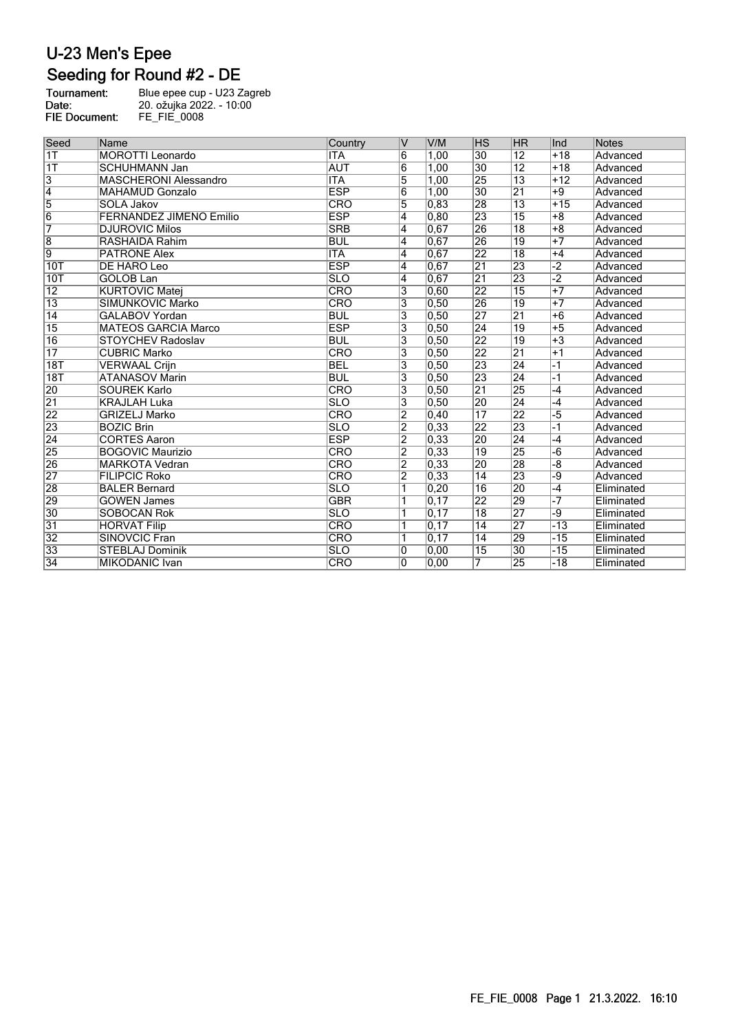# U-23 Men's Epee

## Seeding for Round #2 - DE

**Tournament:** Blue epee cup - U23 Zagreb
**Date:** 20. ožujka 2022. - 10:00
**FIE Document:** FE_FIE_0008

| Seed | Name | Country | V | V/M | HS | HR | Ind | Notes |
|---|---|---|---|---|---|---|---|---|
| 1T | MOROTTI Leonardo | ITA | 6 | 1,00 | 30 | 12 | +18 | Advanced |
| 1T | SCHUHMANN Jan | AUT | 6 | 1,00 | 30 | 12 | +18 | Advanced |
| 3 | MASCHERONI Alessandro | ITA | 5 | 1,00 | 25 | 13 | +12 | Advanced |
| 4 | MAHAMUD Gonzalo | ESP | 6 | 1,00 | 30 | 21 | +9 | Advanced |
| 5 | SOLA Jakov | CRO | 5 | 0,83 | 28 | 13 | +15 | Advanced |
| 6 | FERNANDEZ JIMENO Emilio | ESP | 4 | 0,80 | 23 | 15 | +8 | Advanced |
| 7 | DJUROVIC Milos | SRB | 4 | 0,67 | 26 | 18 | +8 | Advanced |
| 8 | RASHAIDA Rahim | BUL | 4 | 0,67 | 26 | 19 | +7 | Advanced |
| 9 | PATRONE Alex | ITA | 4 | 0,67 | 22 | 18 | +4 | Advanced |
| 10T | DE HARO Leo | ESP | 4 | 0,67 | 21 | 23 | -2 | Advanced |
| 10T | GOLOB Lan | SLO | 4 | 0,67 | 21 | 23 | -2 | Advanced |
| 12 | KURTOVIC Matej | CRO | 3 | 0,60 | 22 | 15 | +7 | Advanced |
| 13 | SIMUNKOVIC Marko | CRO | 3 | 0,50 | 26 | 19 | +7 | Advanced |
| 14 | GALABOV Yordan | BUL | 3 | 0,50 | 27 | 21 | +6 | Advanced |
| 15 | MATEOS GARCIA Marco | ESP | 3 | 0,50 | 24 | 19 | +5 | Advanced |
| 16 | STOYCHEV Radoslav | BUL | 3 | 0,50 | 22 | 19 | +3 | Advanced |
| 17 | CUBRIC Marko | CRO | 3 | 0,50 | 22 | 21 | +1 | Advanced |
| 18T | VERWAAL Crijn | BEL | 3 | 0,50 | 23 | 24 | -1 | Advanced |
| 18T | ATANASOV Marin | BUL | 3 | 0,50 | 23 | 24 | -1 | Advanced |
| 20 | SOUREK Karlo | CRO | 3 | 0,50 | 21 | 25 | -4 | Advanced |
| 21 | KRAJLAH Luka | SLO | 3 | 0,50 | 20 | 24 | -4 | Advanced |
| 22 | GRIZELJ Marko | CRO | 2 | 0,40 | 17 | 22 | -5 | Advanced |
| 23 | BOZIC Brin | SLO | 2 | 0,33 | 22 | 23 | -1 | Advanced |
| 24 | CORTES Aaron | ESP | 2 | 0,33 | 20 | 24 | -4 | Advanced |
| 25 | BOGOVIC Maurizio | CRO | 2 | 0,33 | 19 | 25 | -6 | Advanced |
| 26 | MARKOTA Vedran | CRO | 2 | 0,33 | 20 | 28 | -8 | Advanced |
| 27 | FILIPCIC Roko | CRO | 2 | 0,33 | 14 | 23 | -9 | Advanced |
| 28 | BALER Bernard | SLO | 1 | 0,20 | 16 | 20 | -4 | Eliminated |
| 29 | GOWEN James | GBR | 1 | 0,17 | 22 | 29 | -7 | Eliminated |
| 30 | SOBOCAN Rok | SLO | 1 | 0,17 | 18 | 27 | -9 | Eliminated |
| 31 | HORVAT Filip | CRO | 1 | 0,17 | 14 | 27 | -13 | Eliminated |
| 32 | SINOVCIC Fran | CRO | 1 | 0,17 | 14 | 29 | -15 | Eliminated |
| 33 | STEBLAJ Dominik | SLO | 0 | 0,00 | 15 | 30 | -15 | Eliminated |
| 34 | MIKODANIC Ivan | CRO | 0 | 0,00 | 7 | 25 | -18 | Eliminated |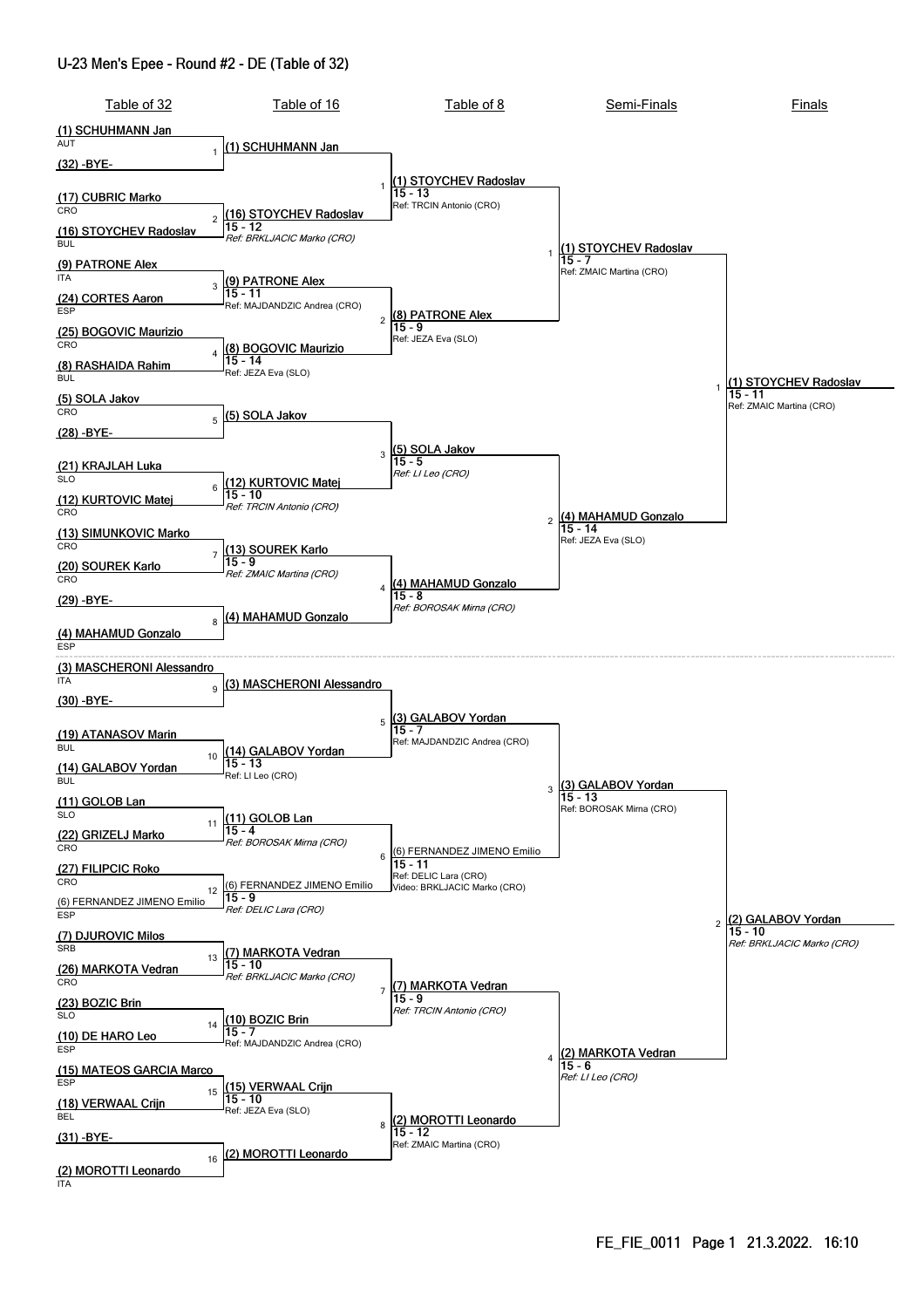# U-23 Men's Epee - Round #2 - DE (Table of 32)

## Table of 32

| Bout | Fencer | Nation |
|---|---|---|
| 1 | (1) SCHUHMANN Jan | AUT |
| 1 | (32) -BYE- | |
| 2 | (17) CUBRIC Marko | CRO |
| 2 | (16) STOYCHEV Radoslav | BUL |
| 3 | (9) PATRONE Alex | ITA |
| 3 | (24) CORTES Aaron | ESP |
| 4 | (25) BOGOVIC Maurizio | CRO |
| 4 | (8) RASHAIDA Rahim | BUL |
| 5 | (5) SOLA Jakov | CRO |
| 5 | (28) -BYE- | |
| 6 | (21) KRAJLAH Luka | SLO |
| 6 | (12) KURTOVIC Matej | CRO |
| 7 | (13) SIMUNKOVIC Marko | CRO |
| 7 | (20) SOUREK Karlo | CRO |
| 8 | (29) -BYE- | |
| 8 | (4) MAHAMUD Gonzalo | ESP |
| 9 | (3) MASCHERONI Alessandro | ITA |
| 9 | (30) -BYE- | |
| 10 | (19) ATANASOV Marin | BUL |
| 10 | (14) GALABOV Yordan | BUL |
| 11 | (11) GOLOB Lan | SLO |
| 11 | (22) GRIZELJ Marko | CRO |
| 12 | (27) FILIPCIC Roko | CRO |
| 12 | (6) FERNANDEZ JIMENO Emilio | ESP |
| 13 | (7) DJUROVIC Milos | SRB |
| 13 | (26) MARKOTA Vedran | CRO |
| 14 | (23) BOZIC Brin | SLO |
| 14 | (10) DE HARO Leo | ESP |
| 15 | (15) MATEOS GARCIA Marco | ESP |
| 15 | (18) VERWAAL Crijn | BEL |
| 16 | (31) -BYE- | |
| 16 | (2) MOROTTI Leonardo | ITA |

## Table of 16

| Bout | Winner | Score | Referee |
|---|---|---|---|
| 1 | (1) SCHUHMANN Jan | | |
| 2 | (16) STOYCHEV Radoslav | 15 - 12 | *Ref: BRKLJACIC Marko (CRO)* |
| 3 | (9) PATRONE Alex | 15 - 11 | Ref: MAJDANDZIC Andrea (CRO) |
| 4 | (8) BOGOVIC Maurizio | 15 - 14 | Ref: JEZA Eva (SLO) |
| 5 | (5) SOLA Jakov | | |
| 6 | (12) KURTOVIC Matej | 15 - 10 | *Ref: TRCIN Antonio (CRO)* |
| 7 | (13) SOUREK Karlo | 15 - 9 | *Ref: ZMAIC Martina (CRO)* |
| 8 | (4) MAHAMUD Gonzalo | | |
| 9 | (3) MASCHERONI Alessandro | | |
| 10 | (14) GALABOV Yordan | 15 - 13 | Ref: LI Leo (CRO) |
| 11 | (11) GOLOB Lan | 15 - 4 | *Ref: BOROSAK Mirna (CRO)* |
| 12 | (6) FERNANDEZ JIMENO Emilio | 15 - 9 | *Ref: DELIC Lara (CRO)* |
| 13 | (7) MARKOTA Vedran | 15 - 10 | *Ref: BRKLJACIC Marko (CRO)* |
| 14 | (10) BOZIC Brin | 15 - 7 | Ref: MAJDANDZIC Andrea (CRO) |
| 15 | (15) VERWAAL Crijn | 15 - 10 | Ref: JEZA Eva (SLO) |
| 16 | (2) MOROTTI Leonardo | | |

## Table of 8

| Bout | Winner | Score | Referee |
|---|---|---|---|
| 1 | (1) STOYCHEV Radoslav | 15 - 13 | Ref: TRCIN Antonio (CRO) |
| 2 | (8) PATRONE Alex | 15 - 9 | Ref: JEZA Eva (SLO) |
| 3 | (5) SOLA Jakov | 15 - 5 | *Ref: LI Leo (CRO)* |
| 4 | (4) MAHAMUD Gonzalo | 15 - 8 | *Ref: BOROSAK Mirna (CRO)* |
| 5 | (3) GALABOV Yordan | 15 - 7 | Ref: MAJDANDZIC Andrea (CRO) |
| 6 | (6) FERNANDEZ JIMENO Emilio | 15 - 11 | Ref: DELIC Lara (CRO) Video: BRKLJACIC Marko (CRO) |
| 7 | (7) MARKOTA Vedran | 15 - 9 | *Ref: TRCIN Antonio (CRO)* |
| 8 | (2) MOROTTI Leonardo | 15 - 12 | Ref: ZMAIC Martina (CRO) |

## Semi-Finals

| Bout | Winner | Score | Referee |
|---|---|---|---|
| 1 | (1) STOYCHEV Radoslav | 15 - 7 | Ref: ZMAIC Martina (CRO) |
| 2 | (4) MAHAMUD Gonzalo | 15 - 14 | Ref: JEZA Eva (SLO) |
| 3 | (3) GALABOV Yordan | 15 - 13 | Ref: BOROSAK Mirna (CRO) |
| 4 | (2) MARKOTA Vedran | 15 - 6 | *Ref: LI Leo (CRO)* |

## Finals

| Bout | Winner | Score | Referee |
|---|---|---|---|
| 1 | (1) STOYCHEV Radoslav | 15 - 11 | Ref: ZMAIC Martina (CRO) |
| 2 | (2) GALABOV Yordan | 15 - 10 | *Ref: BRKLJACIC Marko (CRO)* |

FE_FIE_0011 Page 1 21.3.2022. 16:10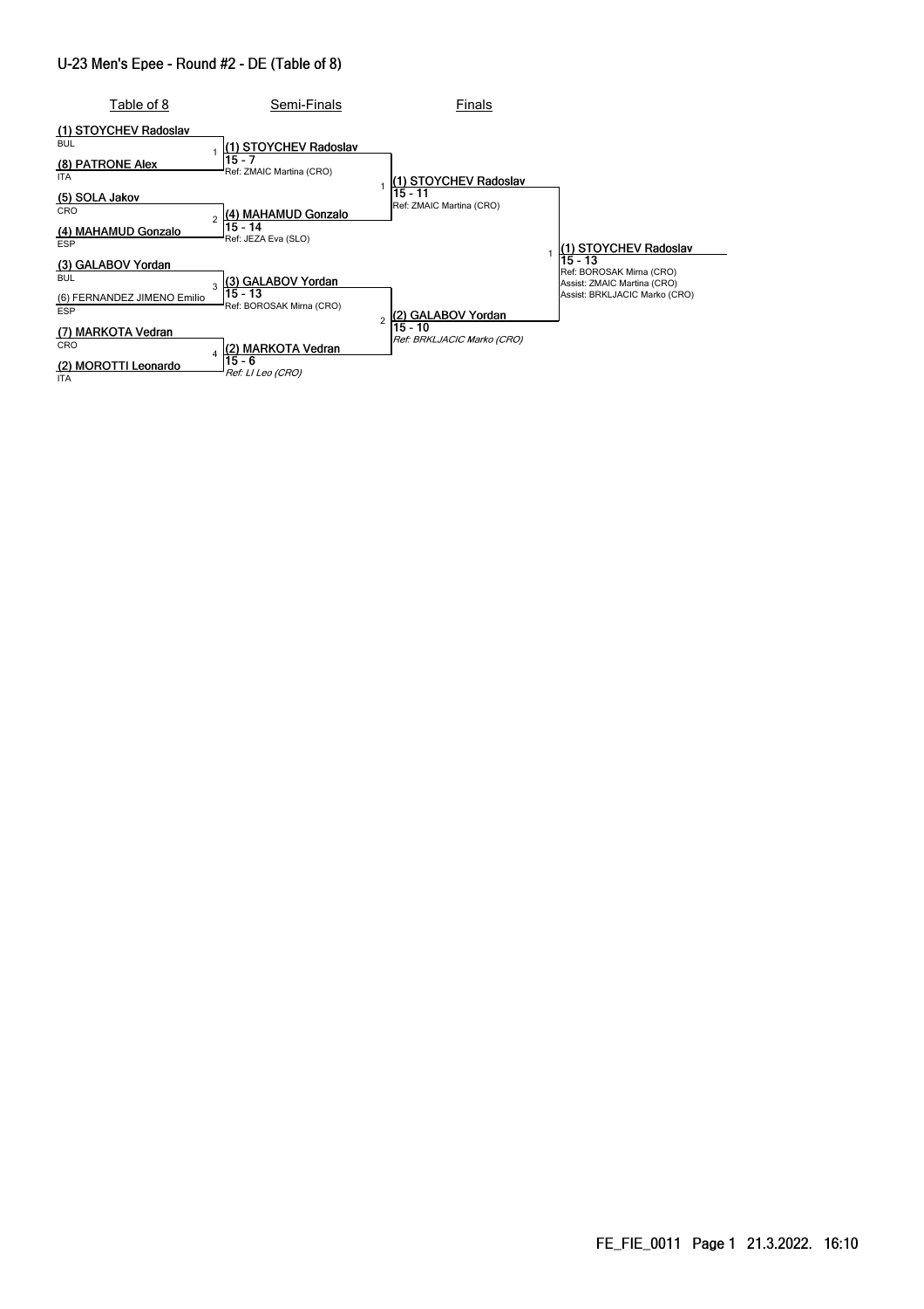## U-23 Men's Epee - Round #2 - DE (Table of 8)

### Table of 8

| # | Fencer A | Fencer B | Winner | Score | Referee |
|---|---|---|---|---|---|
| 1 | (1) STOYCHEV Radoslav (BUL) | (8) PATRONE Alex (ITA) | (1) STOYCHEV Radoslav | 15 - 7 | Ref: ZMAIC Martina (CRO) |
| 2 | (5) SOLA Jakov (CRO) | (4) MAHAMUD Gonzalo (ESP) | (4) MAHAMUD Gonzalo | 15 - 14 | Ref: JEZA Eva (SLO) |
| 3 | (3) GALABOV Yordan (BUL) | (6) FERNANDEZ JIMENO Emilio (ESP) | (3) GALABOV Yordan | 15 - 13 | Ref: BOROSAK Mirna (CRO) |
| 4 | (7) MARKOTA Vedran (CRO) | (2) MOROTTI Leonardo (ITA) | (2) MARKOTA Vedran | 15 - 6 | *Ref: LI Leo (CRO)* |

### Semi-Finals

| # | Fencer A | Fencer B | Winner | Score | Referee |
|---|---|---|---|---|---|
| 1 | (1) STOYCHEV Radoslav | (4) MAHAMUD Gonzalo | (1) STOYCHEV Radoslav | 15 - 11 | Ref: ZMAIC Martina (CRO) |
| 2 | (3) GALABOV Yordan | (2) MARKOTA Vedran | (2) GALABOV Yordan | 15 - 10 | *Ref: BRKLJACIC Marko (CRO)* |

### Finals

| # | Fencer A | Fencer B | Winner | Score | Referee |
|---|---|---|---|---|---|
| 1 | (1) STOYCHEV Radoslav | (2) GALABOV Yordan | (1) STOYCHEV Radoslav | 15 - 13 | Ref: BOROSAK Mirna (CRO); Assist: ZMAIC Martina (CRO); Assist: BRKLJACIC Marko (CRO) |

FE_FIE_0011 Page 1 21.3.2022. 16:10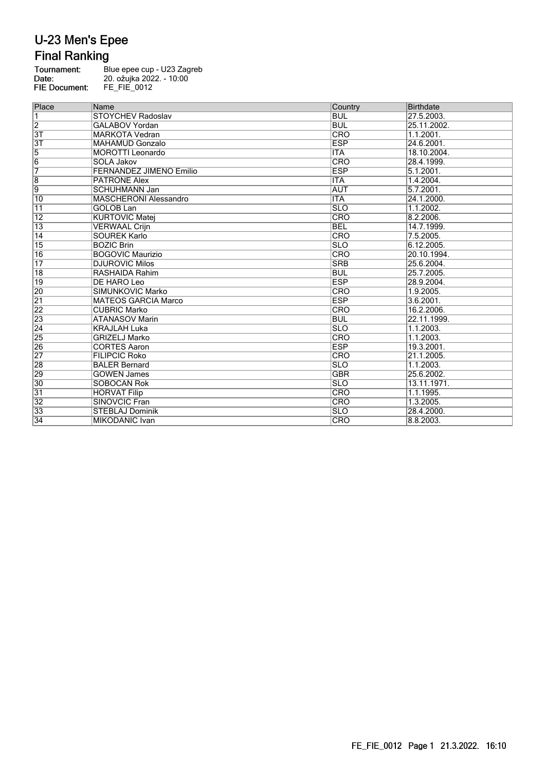# U-23 Men's Epee

## Final Ranking

**Tournament:** Blue epee cup - U23 Zagreb
**Date:** 20. ožujka 2022. - 10:00
**FIE Document:** FE_FIE_0012

| Place | Name | Country | Birthdate |
|---|---|---|---|
| 1 | STOYCHEV Radoslav | BUL | 27.5.2003. |
| 2 | GALABOV Yordan | BUL | 25.11.2002. |
| 3T | MARKOTA Vedran | CRO | 1.1.2001. |
| 3T | MAHAMUD Gonzalo | ESP | 24.6.2001. |
| 5 | MOROTTI Leonardo | ITA | 18.10.2004. |
| 6 | SOLA Jakov | CRO | 28.4.1999. |
| 7 | FERNANDEZ JIMENO Emilio | ESP | 5.1.2001. |
| 8 | PATRONE Alex | ITA | 1.4.2004. |
| 9 | SCHUHMANN Jan | AUT | 5.7.2001. |
| 10 | MASCHERONI Alessandro | ITA | 24.1.2000. |
| 11 | GOLOB Lan | SLO | 1.1.2002. |
| 12 | KURTOVIC Matej | CRO | 8.2.2006. |
| 13 | VERWAAL Crijn | BEL | 14.7.1999. |
| 14 | SOUREK Karlo | CRO | 7.5.2005. |
| 15 | BOZIC Brin | SLO | 6.12.2005. |
| 16 | BOGOVIC Maurizio | CRO | 20.10.1994. |
| 17 | DJUROVIC Milos | SRB | 25.6.2004. |
| 18 | RASHAIDA Rahim | BUL | 25.7.2005. |
| 19 | DE HARO Leo | ESP | 28.9.2004. |
| 20 | SIMUNKOVIC Marko | CRO | 1.9.2005. |
| 21 | MATEOS GARCIA Marco | ESP | 3.6.2001. |
| 22 | CUBRIC Marko | CRO | 16.2.2006. |
| 23 | ATANASOV Marin | BUL | 22.11.1999. |
| 24 | KRAJLAH Luka | SLO | 1.1.2003. |
| 25 | GRIZELJ Marko | CRO | 1.1.2003. |
| 26 | CORTES Aaron | ESP | 19.3.2001. |
| 27 | FILIPCIC Roko | CRO | 21.1.2005. |
| 28 | BALER Bernard | SLO | 1.1.2003. |
| 29 | GOWEN James | GBR | 25.6.2002. |
| 30 | SOBOCAN Rok | SLO | 13.11.1971. |
| 31 | HORVAT Filip | CRO | 1.1.1995. |
| 32 | SINOVCIC Fran | CRO | 1.3.2005. |
| 33 | STEBLAJ Dominik | SLO | 28.4.2000. |
| 34 | MIKODANIC Ivan | CRO | 8.8.2003. |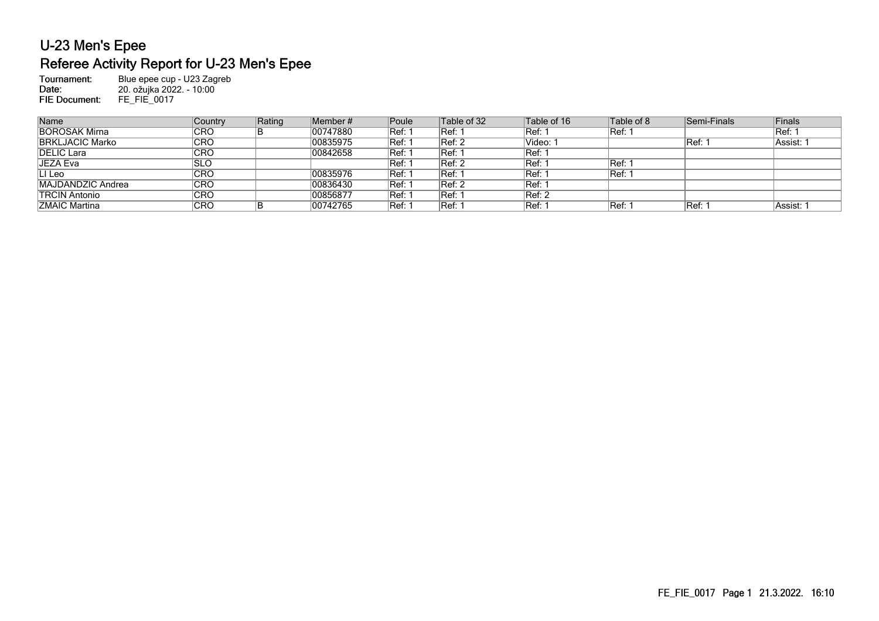# U-23 Men's Epee

## Referee Activity Report for U-23 Men's Epee

**Tournament:** Blue epee cup - U23 Zagreb
**Date:** 20. ožujka 2022. - 10:00
**FIE Document:** FE_FIE_0017

| Name | Country | Rating | Member # | Poule | Table of 32 | Table of 16 | Table of 8 | Semi-Finals | Finals |
|---|---|---|---|---|---|---|---|---|---|
| BOROSAK Mirna | CRO | B | 00747880 | Ref: 1 | Ref: 1 | Ref: 1 | Ref: 1 | | Ref: 1 |
| BRKLJACIC Marko | CRO | | 00835975 | Ref: 1 | Ref: 2 | Video: 1 | | Ref: 1 | Assist: 1 |
| DELIC Lara | CRO | | 00842658 | Ref: 1 | Ref: 1 | Ref: 1 | | | |
| JEZA Eva | SLO | | | Ref: 1 | Ref: 2 | Ref: 1 | Ref: 1 | | |
| LI Leo | CRO | | 00835976 | Ref: 1 | Ref: 1 | Ref: 1 | Ref: 1 | | |
| MAJDANDZIC Andrea | CRO | | 00836430 | Ref: 1 | Ref: 2 | Ref: 1 | | | |
| TRCIN Antonio | CRO | | 00856877 | Ref: 1 | Ref: 1 | Ref: 2 | | | |
| ZMAIC Martina | CRO | B | 00742765 | Ref: 1 | Ref: 1 | Ref: 1 | Ref: 1 | Ref: 1 | Assist: 1 |